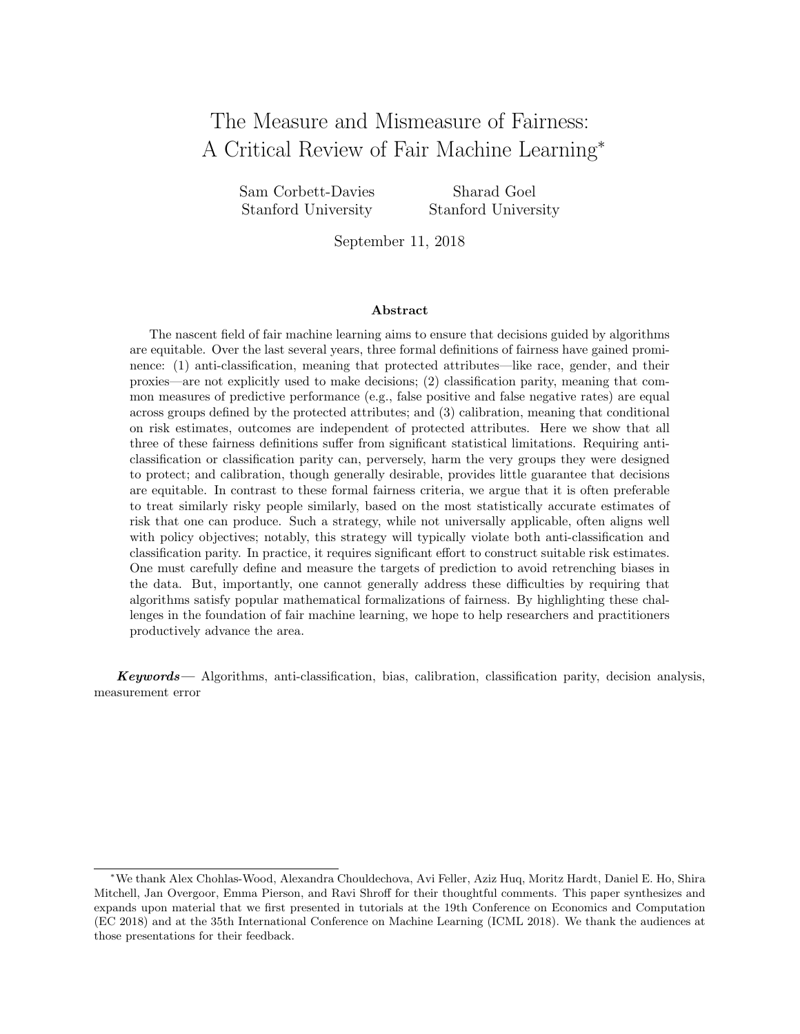# The Measure and Mismeasure of Fairness: A Critical Review of Fair Machine Learning*

Sam Corbett-Davies
Stanford University

Sharad Goel
Stanford University

September 11, 2018

### Abstract

The nascent field of fair machine learning aims to ensure that decisions guided by algorithms are equitable. Over the last several years, three formal definitions of fairness have gained prominence: (1) anti-classification, meaning that protected attributes—like race, gender, and their proxies—are not explicitly used to make decisions; (2) classification parity, meaning that common measures of predictive performance (e.g., false positive and false negative rates) are equal across groups defined by the protected attributes; and (3) calibration, meaning that conditional on risk estimates, outcomes are independent of protected attributes. Here we show that all three of these fairness definitions suffer from significant statistical limitations. Requiring anti-classification or classification parity can, perversely, harm the very groups they were designed to protect; and calibration, though generally desirable, provides little guarantee that decisions are equitable. In contrast to these formal fairness criteria, we argue that it is often preferable to treat similarly risky people similarly, based on the most statistically accurate estimates of risk that one can produce. Such a strategy, while not universally applicable, often aligns well with policy objectives; notably, this strategy will typically violate both anti-classification and classification parity. In practice, it requires significant effort to construct suitable risk estimates. One must carefully define and measure the targets of prediction to avoid retrenching biases in the data. But, importantly, one cannot generally address these difficulties by requiring that algorithms satisfy popular mathematical formalizations of fairness. By highlighting these challenges in the foundation of fair machine learning, we hope to help researchers and practitioners productively advance the area.

***Keywords*—** Algorithms, anti-classification, bias, calibration, classification parity, decision analysis, measurement error

---

*We thank Alex Chohlas-Wood, Alexandra Chouldechova, Avi Feller, Aziz Huq, Moritz Hardt, Daniel E. Ho, Shira Mitchell, Jan Overgoor, Emma Pierson, and Ravi Shroff for their thoughtful comments. This paper synthesizes and expands upon material that we first presented in tutorials at the 19th Conference on Economics and Computation (EC 2018) and at the 35th International Conference on Machine Learning (ICML 2018). We thank the audiences at those presentations for their feedback.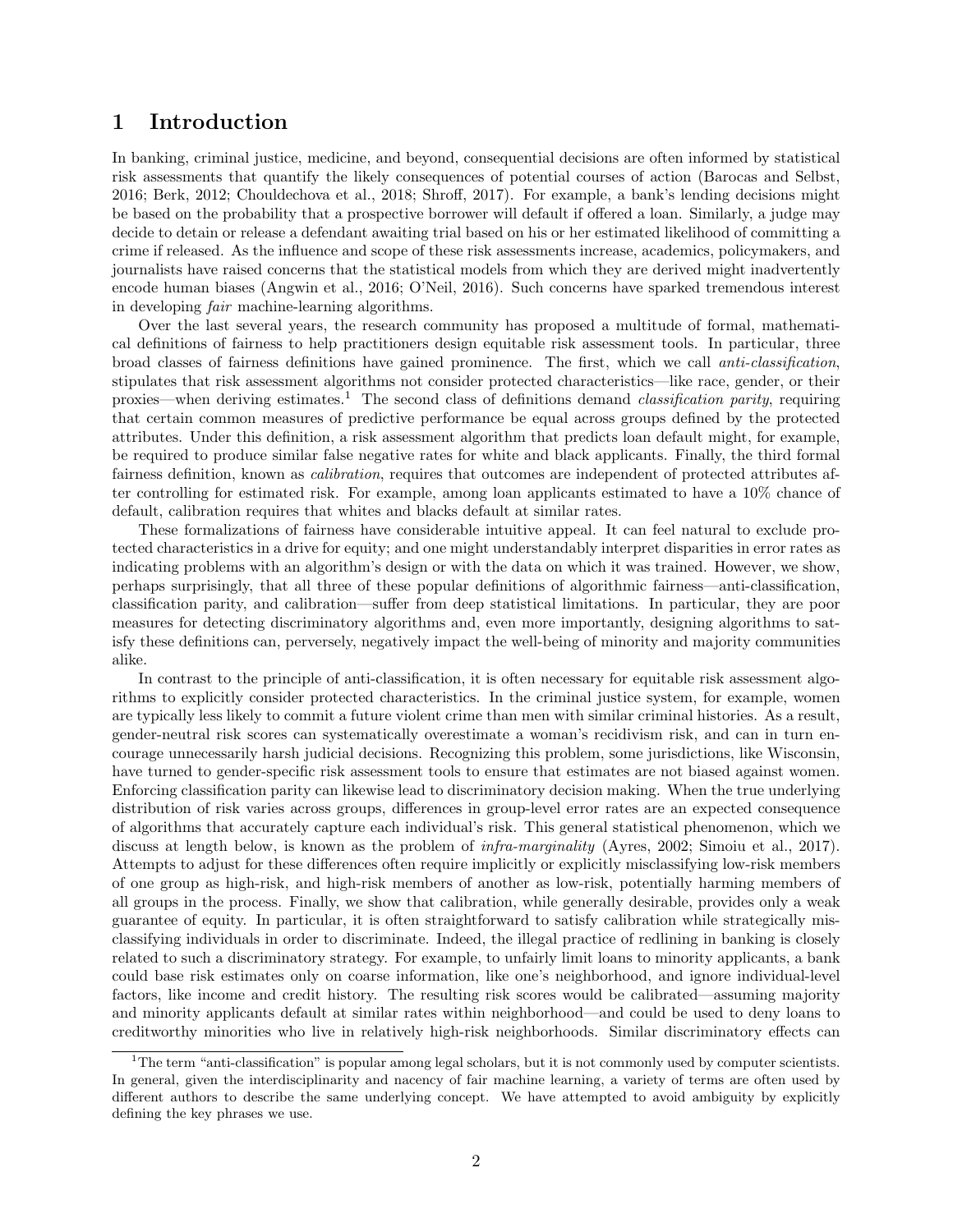# 1 Introduction

In banking, criminal justice, medicine, and beyond, consequential decisions are often informed by statistical risk assessments that quantify the likely consequences of potential courses of action (Barocas and Selbst, 2016; Berk, 2012; Chouldechova et al., 2018; Shroff, 2017). For example, a bank's lending decisions might be based on the probability that a prospective borrower will default if offered a loan. Similarly, a judge may decide to detain or release a defendant awaiting trial based on his or her estimated likelihood of committing a crime if released. As the influence and scope of these risk assessments increase, academics, policymakers, and journalists have raised concerns that the statistical models from which they are derived might inadvertently encode human biases (Angwin et al., 2016; O'Neil, 2016). Such concerns have sparked tremendous interest in developing *fair* machine-learning algorithms.

Over the last several years, the research community has proposed a multitude of formal, mathematical definitions of fairness to help practitioners design equitable risk assessment tools. In particular, three broad classes of fairness definitions have gained prominence. The first, which we call *anti-classification*, stipulates that risk assessment algorithms not consider protected characteristics—like race, gender, or their proxies—when deriving estimates.[1] The second class of definitions demand *classification parity*, requiring that certain common measures of predictive performance be equal across groups defined by the protected attributes. Under this definition, a risk assessment algorithm that predicts loan default might, for example, be required to produce similar false negative rates for white and black applicants. Finally, the third formal fairness definition, known as *calibration*, requires that outcomes are independent of protected attributes after controlling for estimated risk. For example, among loan applicants estimated to have a 10% chance of default, calibration requires that whites and blacks default at similar rates.

These formalizations of fairness have considerable intuitive appeal. It can feel natural to exclude protected characteristics in a drive for equity; and one might understandably interpret disparities in error rates as indicating problems with an algorithm's design or with the data on which it was trained. However, we show, perhaps surprisingly, that all three of these popular definitions of algorithmic fairness—anti-classification, classification parity, and calibration—suffer from deep statistical limitations. In particular, they are poor measures for detecting discriminatory algorithms and, even more importantly, designing algorithms to satisfy these definitions can, perversely, negatively impact the well-being of minority and majority communities alike.

In contrast to the principle of anti-classification, it is often necessary for equitable risk assessment algorithms to explicitly consider protected characteristics. In the criminal justice system, for example, women are typically less likely to commit a future violent crime than men with similar criminal histories. As a result, gender-neutral risk scores can systematically overestimate a woman's recidivism risk, and can in turn encourage unnecessarily harsh judicial decisions. Recognizing this problem, some jurisdictions, like Wisconsin, have turned to gender-specific risk assessment tools to ensure that estimates are not biased against women. Enforcing classification parity can likewise lead to discriminatory decision making. When the true underlying distribution of risk varies across groups, differences in group-level error rates are an expected consequence of algorithms that accurately capture each individual's risk. This general statistical phenomenon, which we discuss at length below, is known as the problem of *infra-marginality* (Ayres, 2002; Simoiu et al., 2017). Attempts to adjust for these differences often require implicitly or explicitly misclassifying low-risk members of one group as high-risk, and high-risk members of another as low-risk, potentially harming members of all groups in the process. Finally, we show that calibration, while generally desirable, provides only a weak guarantee of equity. In particular, it is often straightforward to satisfy calibration while strategically misclassifying individuals in order to discriminate. Indeed, the illegal practice of redlining in banking is closely related to such a discriminatory strategy. For example, to unfairly limit loans to minority applicants, a bank could base risk estimates only on coarse information, like one's neighborhood, and ignore individual-level factors, like income and credit history. The resulting risk scores would be calibrated—assuming majority and minority applicants default at similar rates within neighborhood—and could be used to deny loans to creditworthy minorities who live in relatively high-risk neighborhoods. Similar discriminatory effects can

[1] The term "anti-classification" is popular among legal scholars, but it is not commonly used by computer scientists. In general, given the interdisciplinarity and nacency of fair machine learning, a variety of terms are often used by different authors to describe the same underlying concept. We have attempted to avoid ambiguity by explicitly defining the key phrases we use.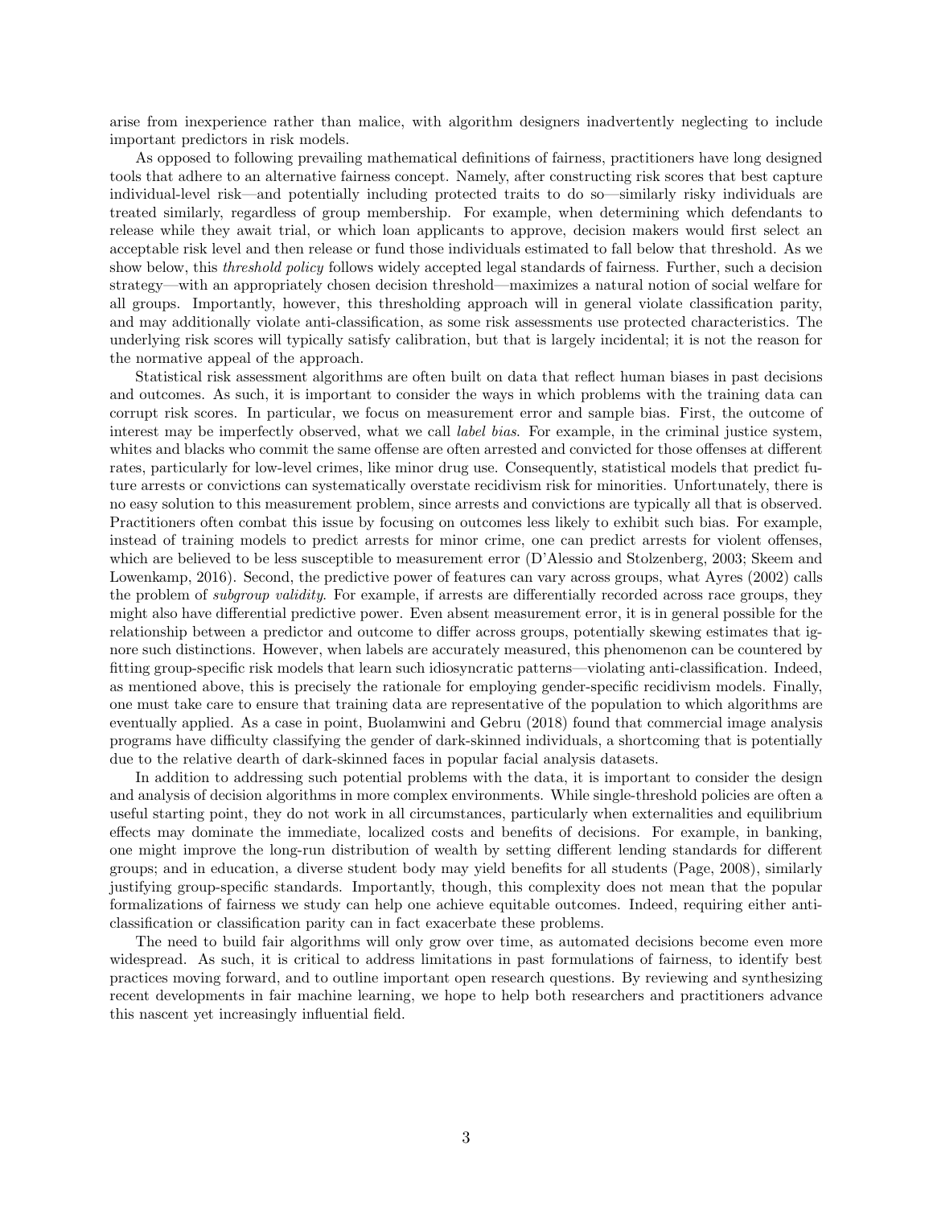arise from inexperience rather than malice, with algorithm designers inadvertently neglecting to include important predictors in risk models.

As opposed to following prevailing mathematical definitions of fairness, practitioners have long designed tools that adhere to an alternative fairness concept. Namely, after constructing risk scores that best capture individual-level risk—and potentially including protected traits to do so—similarly risky individuals are treated similarly, regardless of group membership. For example, when determining which defendants to release while they await trial, or which loan applicants to approve, decision makers would first select an acceptable risk level and then release or fund those individuals estimated to fall below that threshold. As we show below, this *threshold policy* follows widely accepted legal standards of fairness. Further, such a decision strategy—with an appropriately chosen decision threshold—maximizes a natural notion of social welfare for all groups. Importantly, however, this thresholding approach will in general violate classification parity, and may additionally violate anti-classification, as some risk assessments use protected characteristics. The underlying risk scores will typically satisfy calibration, but that is largely incidental; it is not the reason for the normative appeal of the approach.

Statistical risk assessment algorithms are often built on data that reflect human biases in past decisions and outcomes. As such, it is important to consider the ways in which problems with the training data can corrupt risk scores. In particular, we focus on measurement error and sample bias. First, the outcome of interest may be imperfectly observed, what we call *label bias*. For example, in the criminal justice system, whites and blacks who commit the same offense are often arrested and convicted for those offenses at different rates, particularly for low-level crimes, like minor drug use. Consequently, statistical models that predict future arrests or convictions can systematically overstate recidivism risk for minorities. Unfortunately, there is no easy solution to this measurement problem, since arrests and convictions are typically all that is observed. Practitioners often combat this issue by focusing on outcomes less likely to exhibit such bias. For example, instead of training models to predict arrests for minor crime, one can predict arrests for violent offenses, which are believed to be less susceptible to measurement error (D'Alessio and Stolzenberg, 2003; Skeem and Lowenkamp, 2016). Second, the predictive power of features can vary across groups, what Ayres (2002) calls the problem of *subgroup validity*. For example, if arrests are differentially recorded across race groups, they might also have differential predictive power. Even absent measurement error, it is in general possible for the relationship between a predictor and outcome to differ across groups, potentially skewing estimates that ignore such distinctions. However, when labels are accurately measured, this phenomenon can be countered by fitting group-specific risk models that learn such idiosyncratic patterns—violating anti-classification. Indeed, as mentioned above, this is precisely the rationale for employing gender-specific recidivism models. Finally, one must take care to ensure that training data are representative of the population to which algorithms are eventually applied. As a case in point, Buolamwini and Gebru (2018) found that commercial image analysis programs have difficulty classifying the gender of dark-skinned individuals, a shortcoming that is potentially due to the relative dearth of dark-skinned faces in popular facial analysis datasets.

In addition to addressing such potential problems with the data, it is important to consider the design and analysis of decision algorithms in more complex environments. While single-threshold policies are often a useful starting point, they do not work in all circumstances, particularly when externalities and equilibrium effects may dominate the immediate, localized costs and benefits of decisions. For example, in banking, one might improve the long-run distribution of wealth by setting different lending standards for different groups; and in education, a diverse student body may yield benefits for all students (Page, 2008), similarly justifying group-specific standards. Importantly, though, this complexity does not mean that the popular formalizations of fairness we study can help one achieve equitable outcomes. Indeed, requiring either anti-classification or classification parity can in fact exacerbate these problems.

The need to build fair algorithms will only grow over time, as automated decisions become even more widespread. As such, it is critical to address limitations in past formulations of fairness, to identify best practices moving forward, and to outline important open research questions. By reviewing and synthesizing recent developments in fair machine learning, we hope to help both researchers and practitioners advance this nascent yet increasingly influential field.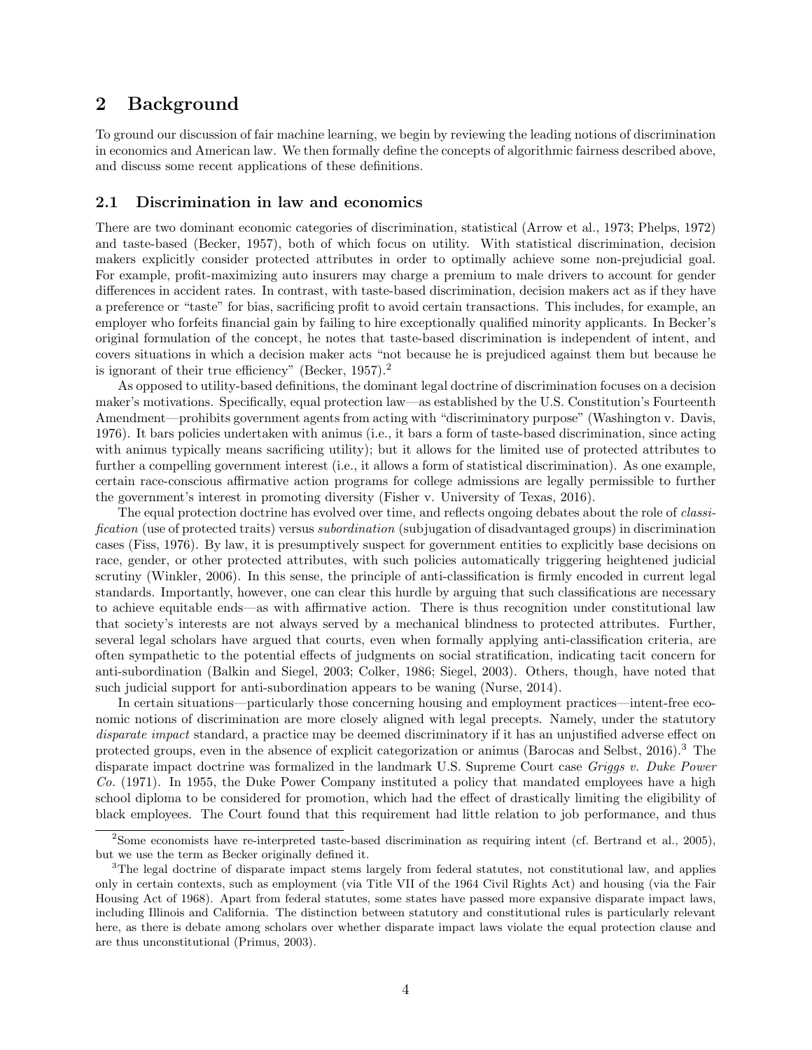## 2 Background

To ground our discussion of fair machine learning, we begin by reviewing the leading notions of discrimination in economics and American law. We then formally define the concepts of algorithmic fairness described above, and discuss some recent applications of these definitions.

### 2.1 Discrimination in law and economics

There are two dominant economic categories of discrimination, statistical (Arrow et al., 1973; Phelps, 1972) and taste-based (Becker, 1957), both of which focus on utility. With statistical discrimination, decision makers explicitly consider protected attributes in order to optimally achieve some non-prejudicial goal. For example, profit-maximizing auto insurers may charge a premium to male drivers to account for gender differences in accident rates. In contrast, with taste-based discrimination, decision makers act as if they have a preference or "taste" for bias, sacrificing profit to avoid certain transactions. This includes, for example, an employer who forfeits financial gain by failing to hire exceptionally qualified minority applicants. In Becker's original formulation of the concept, he notes that taste-based discrimination is independent of intent, and covers situations in which a decision maker acts "not because he is prejudiced against them but because he is ignorant of their true efficiency" (Becker, 1957).[2]

As opposed to utility-based definitions, the dominant legal doctrine of discrimination focuses on a decision maker's motivations. Specifically, equal protection law—as established by the U.S. Constitution's Fourteenth Amendment—prohibits government agents from acting with "discriminatory purpose" (Washington v. Davis, 1976). It bars policies undertaken with animus (i.e., it bars a form of taste-based discrimination, since acting with animus typically means sacrificing utility); but it allows for the limited use of protected attributes to further a compelling government interest (i.e., it allows a form of statistical discrimination). As one example, certain race-conscious affirmative action programs for college admissions are legally permissible to further the government's interest in promoting diversity (Fisher v. University of Texas, 2016).

The equal protection doctrine has evolved over time, and reflects ongoing debates about the role of *classification* (use of protected traits) versus *subordination* (subjugation of disadvantaged groups) in discrimination cases (Fiss, 1976). By law, it is presumptively suspect for government entities to explicitly base decisions on race, gender, or other protected attributes, with such policies automatically triggering heightened judicial scrutiny (Winkler, 2006). In this sense, the principle of anti-classification is firmly encoded in current legal standards. Importantly, however, one can clear this hurdle by arguing that such classifications are necessary to achieve equitable ends—as with affirmative action. There is thus recognition under constitutional law that society's interests are not always served by a mechanical blindness to protected attributes. Further, several legal scholars have argued that courts, even when formally applying anti-classification criteria, are often sympathetic to the potential effects of judgments on social stratification, indicating tacit concern for anti-subordination (Balkin and Siegel, 2003; Colker, 1986; Siegel, 2003). Others, though, have noted that such judicial support for anti-subordination appears to be waning (Nurse, 2014).

In certain situations—particularly those concerning housing and employment practices—intent-free economic notions of discrimination are more closely aligned with legal precepts. Namely, under the statutory *disparate impact* standard, a practice may be deemed discriminatory if it has an unjustified adverse effect on protected groups, even in the absence of explicit categorization or animus (Barocas and Selbst, 2016).[3] The disparate impact doctrine was formalized in the landmark U.S. Supreme Court case *Griggs v. Duke Power Co.* (1971). In 1955, the Duke Power Company instituted a policy that mandated employees have a high school diploma to be considered for promotion, which had the effect of drastically limiting the eligibility of black employees. The Court found that this requirement had little relation to job performance, and thus

[2]Some economists have re-interpreted taste-based discrimination as requiring intent (cf. Bertrand et al., 2005), but we use the term as Becker originally defined it.

[3]The legal doctrine of disparate impact stems largely from federal statutes, not constitutional law, and applies only in certain contexts, such as employment (via Title VII of the 1964 Civil Rights Act) and housing (via the Fair Housing Act of 1968). Apart from federal statutes, some states have passed more expansive disparate impact laws, including Illinois and California. The distinction between statutory and constitutional rules is particularly relevant here, as there is debate among scholars over whether disparate impact laws violate the equal protection clause and are thus unconstitutional (Primus, 2003).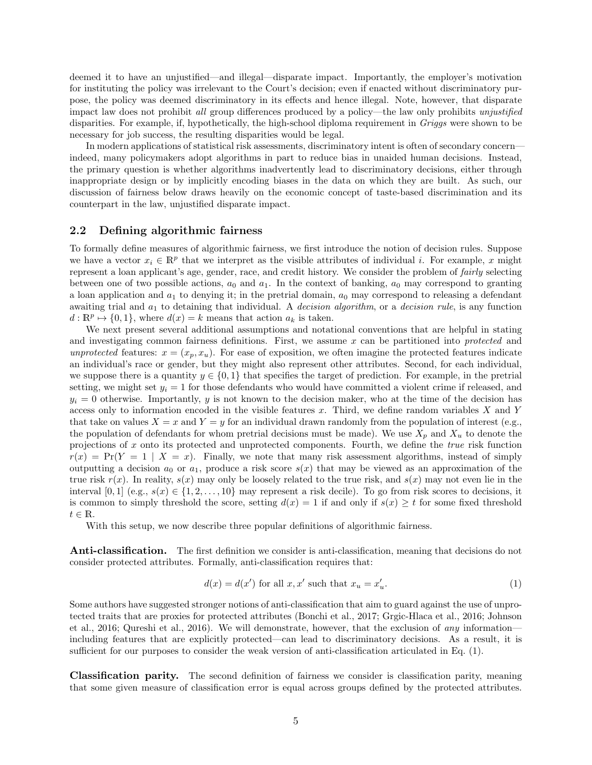deemed it to have an unjustified—and illegal—disparate impact. Importantly, the employer's motivation for instituting the policy was irrelevant to the Court's decision; even if enacted without discriminatory purpose, the policy was deemed discriminatory in its effects and hence illegal. Note, however, that disparate impact law does not prohibit *all* group differences produced by a policy—the law only prohibits *unjustified* disparities. For example, if, hypothetically, the high-school diploma requirement in *Griggs* were shown to be necessary for job success, the resulting disparities would be legal.

In modern applications of statistical risk assessments, discriminatory intent is often of secondary concern—indeed, many policymakers adopt algorithms in part to reduce bias in unaided human decisions. Instead, the primary question is whether algorithms inadvertently lead to discriminatory decisions, either through inappropriate design or by implicitly encoding biases in the data on which they are built. As such, our discussion of fairness below draws heavily on the economic concept of taste-based discrimination and its counterpart in the law, unjustified disparate impact.

## 2.2 Defining algorithmic fairness

To formally define measures of algorithmic fairness, we first introduce the notion of decision rules. Suppose we have a vector $x_i \in \mathbb{R}^p$ that we interpret as the visible attributes of individual $i$. For example, $x$ might represent a loan applicant's age, gender, race, and credit history. We consider the problem of *fairly* selecting between one of two possible actions, $a_0$ and $a_1$. In the context of banking, $a_0$ may correspond to granting a loan application and $a_1$ to denying it; in the pretrial domain, $a_0$ may correspond to releasing a defendant awaiting trial and $a_1$ to detaining that individual. A *decision algorithm*, or a *decision rule*, is any function $d : \mathbb{R}^p \mapsto \{0, 1\}$, where $d(x) = k$ means that action $a_k$ is taken.

We next present several additional assumptions and notational conventions that are helpful in stating and investigating common fairness definitions. First, we assume $x$ can be partitioned into *protected* and *unprotected* features: $x = (x_p, x_u)$. For ease of exposition, we often imagine the protected features indicate an individual's race or gender, but they might also represent other attributes. Second, for each individual, we suppose there is a quantity $y \in \{0, 1\}$ that specifies the target of prediction. For example, in the pretrial setting, we might set $y_i = 1$ for those defendants who would have committed a violent crime if released, and $y_i = 0$ otherwise. Importantly, $y$ is not known to the decision maker, who at the time of the decision has access only to information encoded in the visible features $x$. Third, we define random variables $X$ and $Y$ that take on values $X = x$ and $Y = y$ for an individual drawn randomly from the population of interest (e.g., the population of defendants for whom pretrial decisions must be made). We use $X_p$ and $X_u$ to denote the projections of $x$ onto its protected and unprotected components. Fourth, we define the *true* risk function $r(x) = \Pr(Y = 1 \mid X = x)$. Finally, we note that many risk assessment algorithms, instead of simply outputting a decision $a_0$ or $a_1$, produce a risk score $s(x)$ that may be viewed as an approximation of the true risk $r(x)$. In reality, $s(x)$ may only be loosely related to the true risk, and $s(x)$ may not even lie in the interval $[0, 1]$ (e.g., $s(x) \in \{1, 2, \ldots, 10\}$ may represent a risk decile). To go from risk scores to decisions, it is common to simply threshold the score, setting $d(x) = 1$ if and only if $s(x) \geq t$ for some fixed threshold $t \in \mathbb{R}$.

With this setup, we now describe three popular definitions of algorithmic fairness.

**Anti-classification.** The first definition we consider is anti-classification, meaning that decisions do not consider protected attributes. Formally, anti-classification requires that:

$$d(x) = d(x') \text{ for all } x, x' \text{ such that } x_u = x'_u. \tag{1}$$

Some authors have suggested stronger notions of anti-classification that aim to guard against the use of unprotected traits that are proxies for protected attributes (Bonchi et al., 2017; Grgic-Hlaca et al., 2016; Johnson et al., 2016; Qureshi et al., 2016). We will demonstrate, however, that the exclusion of *any* information—including features that are explicitly protected—can lead to discriminatory decisions. As a result, it is sufficient for our purposes to consider the weak version of anti-classification articulated in Eq. (1).

**Classification parity.** The second definition of fairness we consider is classification parity, meaning that some given measure of classification error is equal across groups defined by the protected attributes.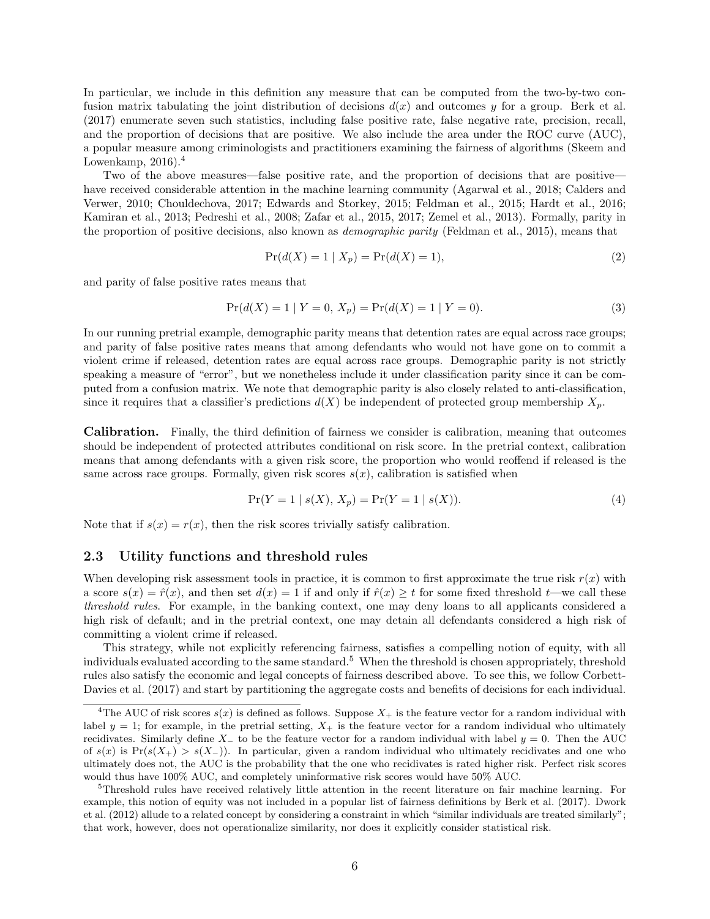In particular, we include in this definition any measure that can be computed from the two-by-two confusion matrix tabulating the joint distribution of decisions $d(x)$ and outcomes $y$ for a group. Berk et al. (2017) enumerate seven such statistics, including false positive rate, false negative rate, precision, recall, and the proportion of decisions that are positive. We also include the area under the ROC curve (AUC), a popular measure among criminologists and practitioners examining the fairness of algorithms (Skeem and Lowenkamp, 2016).[4]

Two of the above measures—false positive rate, and the proportion of decisions that are positive—have received considerable attention in the machine learning community (Agarwal et al., 2018; Calders and Verwer, 2010; Chouldechova, 2017; Edwards and Storkey, 2015; Feldman et al., 2015; Hardt et al., 2016; Kamiran et al., 2013; Pedreshi et al., 2008; Zafar et al., 2015, 2017; Zemel et al., 2013). Formally, parity in the proportion of positive decisions, also known as *demographic parity* (Feldman et al., 2015), means that

$$\Pr(d(X) = 1 \mid X_p) = \Pr(d(X) = 1), \tag{2}$$

and parity of false positive rates means that

$$\Pr(d(X) = 1 \mid Y = 0, X_p) = \Pr(d(X) = 1 \mid Y = 0). \tag{3}$$

In our running pretrial example, demographic parity means that detention rates are equal across race groups; and parity of false positive rates means that among defendants who would not have gone on to commit a violent crime if released, detention rates are equal across race groups. Demographic parity is not strictly speaking a measure of "error", but we nonetheless include it under classification parity since it can be computed from a confusion matrix. We note that demographic parity is also closely related to anti-classification, since it requires that a classifier's predictions $d(X)$ be independent of protected group membership $X_p$.

**Calibration.** Finally, the third definition of fairness we consider is calibration, meaning that outcomes should be independent of protected attributes conditional on risk score. In the pretrial context, calibration means that among defendants with a given risk score, the proportion who would reoffend if released is the same across race groups. Formally, given risk scores $s(x)$, calibration is satisfied when

$$\Pr(Y = 1 \mid s(X), X_p) = \Pr(Y = 1 \mid s(X)). \tag{4}$$

Note that if $s(x) = r(x)$, then the risk scores trivially satisfy calibration.

### 2.3 Utility functions and threshold rules

When developing risk assessment tools in practice, it is common to first approximate the true risk $r(x)$ with a score $s(x) = \hat{r}(x)$, and then set $d(x) = 1$ if and only if $\hat{r}(x) \geq t$ for some fixed threshold $t$—we call these *threshold rules*. For example, in the banking context, one may deny loans to all applicants considered a high risk of default; and in the pretrial context, one may detain all defendants considered a high risk of committing a violent crime if released.

This strategy, while not explicitly referencing fairness, satisfies a compelling notion of equity, with all individuals evaluated according to the same standard.[5] When the threshold is chosen appropriately, threshold rules also satisfy the economic and legal concepts of fairness described above. To see this, we follow Corbett-Davies et al. (2017) and start by partitioning the aggregate costs and benefits of decisions for each individual.

[4] The AUC of risk scores $s(x)$ is defined as follows. Suppose $X_+$ is the feature vector for a random individual with label $y = 1$; for example, in the pretrial setting, $X_+$ is the feature vector for a random individual who ultimately recidivates. Similarly define $X_-$ to be the feature vector for a random individual with label $y = 0$. Then the AUC of $s(x)$ is $\Pr(s(X_+) > s(X_-))$. In particular, given a random individual who ultimately recidivates and one who ultimately does not, the AUC is the probability that the one who recidivates is rated higher risk. Perfect risk scores would thus have 100% AUC, and completely uninformative risk scores would have 50% AUC.

[5] Threshold rules have received relatively little attention in the recent literature on fair machine learning. For example, this notion of equity was not included in a popular list of fairness definitions by Berk et al. (2017). Dwork et al. (2012) allude to a related concept by considering a constraint in which "similar individuals are treated similarly"; that work, however, does not operationalize similarity, nor does it explicitly consider statistical risk.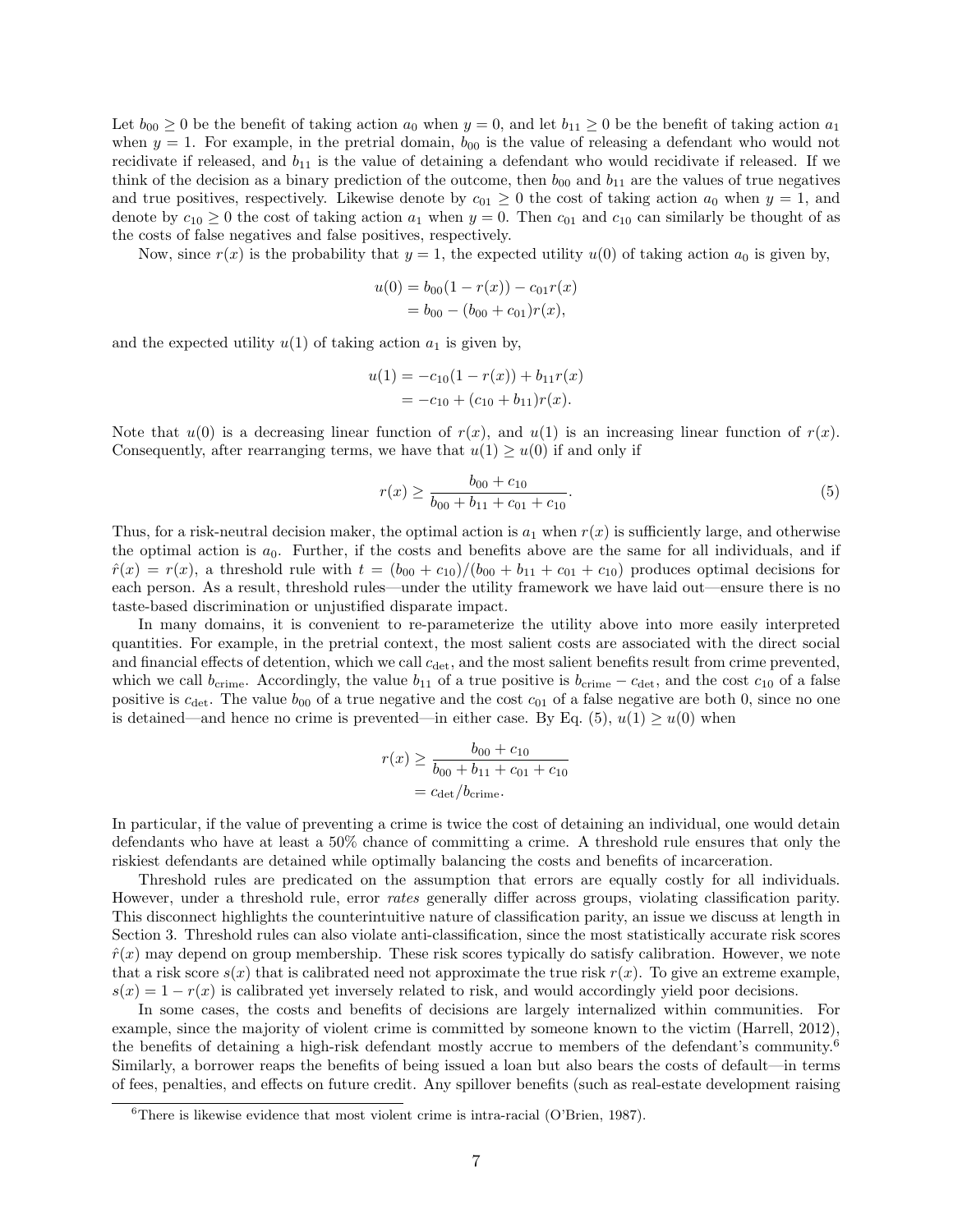Let $b_{00} \geq 0$ be the benefit of taking action $a_0$ when $y = 0$, and let $b_{11} \geq 0$ be the benefit of taking action $a_1$ when $y = 1$. For example, in the pretrial domain, $b_{00}$ is the value of releasing a defendant who would not recidivate if released, and $b_{11}$ is the value of detaining a defendant who would recidivate if released. If we think of the decision as a binary prediction of the outcome, then $b_{00}$ and $b_{11}$ are the values of true negatives and true positives, respectively. Likewise denote by $c_{01} \geq 0$ the cost of taking action $a_0$ when $y = 1$, and denote by $c_{10} \geq 0$ the cost of taking action $a_1$ when $y = 0$. Then $c_{01}$ and $c_{10}$ can similarly be thought of as the costs of false negatives and false positives, respectively.

Now, since $r(x)$ is the probability that $y = 1$, the expected utility $u(0)$ of taking action $a_0$ is given by,

$$
\begin{aligned}
u(0) &= b_{00}(1 - r(x)) - c_{01}r(x) \\
&= b_{00} - (b_{00} + c_{01})r(x),
\end{aligned}
$$

and the expected utility $u(1)$ of taking action $a_1$ is given by,

$$
\begin{aligned}
u(1) &= -c_{10}(1 - r(x)) + b_{11}r(x) \\
&= -c_{10} + (c_{10} + b_{11})r(x).
\end{aligned}
$$

Note that $u(0)$ is a decreasing linear function of $r(x)$, and $u(1)$ is an increasing linear function of $r(x)$. Consequently, after rearranging terms, we have that $u(1) \geq u(0)$ if and only if

$$
r(x) \geq \frac{b_{00} + c_{10}}{b_{00} + b_{11} + c_{01} + c_{10}}. \tag{5}
$$

Thus, for a risk-neutral decision maker, the optimal action is $a_1$ when $r(x)$ is sufficiently large, and otherwise the optimal action is $a_0$. Further, if the costs and benefits above are the same for all individuals, and if $\hat{r}(x) = r(x)$, a threshold rule with $t = (b_{00} + c_{10})/(b_{00} + b_{11} + c_{01} + c_{10})$ produces optimal decisions for each person. As a result, threshold rules—under the utility framework we have laid out—ensure there is no taste-based discrimination or unjustified disparate impact.

In many domains, it is convenient to re-parameterize the utility above into more easily interpreted quantities. For example, in the pretrial context, the most salient costs are associated with the direct social and financial effects of detention, which we call $c_{\text{det}}$, and the most salient benefits result from crime prevented, which we call $b_{\text{crime}}$. Accordingly, the value $b_{11}$ of a true positive is $b_{\text{crime}} - c_{\text{det}}$, and the cost $c_{10}$ of a false positive is $c_{\text{det}}$. The value $b_{00}$ of a true negative and the cost $c_{01}$ of a false negative are both 0, since no one is detained—and hence no crime is prevented—in either case. By Eq. (5), $u(1) \geq u(0)$ when

$$
\begin{aligned}
r(x) &\geq \frac{b_{00} + c_{10}}{b_{00} + b_{11} + c_{01} + c_{10}} \\
&= c_{\text{det}}/b_{\text{crime}}.
\end{aligned}
$$

In particular, if the value of preventing a crime is twice the cost of detaining an individual, one would detain defendants who have at least a 50% chance of committing a crime. A threshold rule ensures that only the riskiest defendants are detained while optimally balancing the costs and benefits of incarceration.

Threshold rules are predicated on the assumption that errors are equally costly for all individuals. However, under a threshold rule, error *rates* generally differ across groups, violating classification parity. This disconnect highlights the counterintuitive nature of classification parity, an issue we discuss at length in Section 3. Threshold rules can also violate anti-classification, since the most statistically accurate risk scores $\hat{r}(x)$ may depend on group membership. These risk scores typically do satisfy calibration. However, we note that a risk score $s(x)$ that is calibrated need not approximate the true risk $r(x)$. To give an extreme example, $s(x) = 1 - r(x)$ is calibrated yet inversely related to risk, and would accordingly yield poor decisions.

In some cases, the costs and benefits of decisions are largely internalized within communities. For example, since the majority of violent crime is committed by someone known to the victim (Harrell, 2012), the benefits of detaining a high-risk defendant mostly accrue to members of the defendant's community.[6] Similarly, a borrower reaps the benefits of being issued a loan but also bears the costs of default—in terms of fees, penalties, and effects on future credit. Any spillover benefits (such as real-estate development raising

[6] There is likewise evidence that most violent crime is intra-racial (O'Brien, 1987).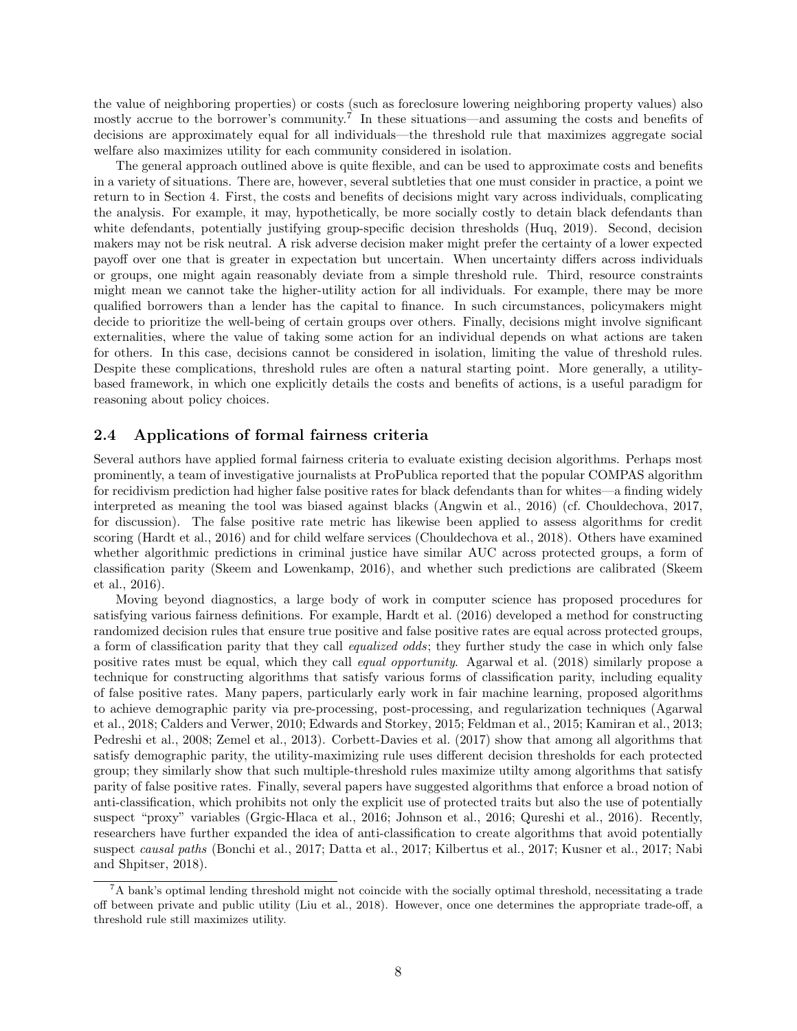the value of neighboring properties) or costs (such as foreclosure lowering neighboring property values) also mostly accrue to the borrower's community.[7] In these situations—and assuming the costs and benefits of decisions are approximately equal for all individuals—the threshold rule that maximizes aggregate social welfare also maximizes utility for each community considered in isolation.

The general approach outlined above is quite flexible, and can be used to approximate costs and benefits in a variety of situations. There are, however, several subtleties that one must consider in practice, a point we return to in Section 4. First, the costs and benefits of decisions might vary across individuals, complicating the analysis. For example, it may, hypothetically, be more socially costly to detain black defendants than white defendants, potentially justifying group-specific decision thresholds (Huq, 2019). Second, decision makers may not be risk neutral. A risk adverse decision maker might prefer the certainty of a lower expected payoff over one that is greater in expectation but uncertain. When uncertainty differs across individuals or groups, one might again reasonably deviate from a simple threshold rule. Third, resource constraints might mean we cannot take the higher-utility action for all individuals. For example, there may be more qualified borrowers than a lender has the capital to finance. In such circumstances, policymakers might decide to prioritize the well-being of certain groups over others. Finally, decisions might involve significant externalities, where the value of taking some action for an individual depends on what actions are taken for others. In this case, decisions cannot be considered in isolation, limiting the value of threshold rules. Despite these complications, threshold rules are often a natural starting point. More generally, a utility-based framework, in which one explicitly details the costs and benefits of actions, is a useful paradigm for reasoning about policy choices.

## 2.4 Applications of formal fairness criteria

Several authors have applied formal fairness criteria to evaluate existing decision algorithms. Perhaps most prominently, a team of investigative journalists at ProPublica reported that the popular COMPAS algorithm for recidivism prediction had higher false positive rates for black defendants than for whites—a finding widely interpreted as meaning the tool was biased against blacks (Angwin et al., 2016) (cf. Chouldechova, 2017, for discussion). The false positive rate metric has likewise been applied to assess algorithms for credit scoring (Hardt et al., 2016) and for child welfare services (Chouldechova et al., 2018). Others have examined whether algorithmic predictions in criminal justice have similar AUC across protected groups, a form of classification parity (Skeem and Lowenkamp, 2016), and whether such predictions are calibrated (Skeem et al., 2016).

Moving beyond diagnostics, a large body of work in computer science has proposed procedures for satisfying various fairness definitions. For example, Hardt et al. (2016) developed a method for constructing randomized decision rules that ensure true positive and false positive rates are equal across protected groups, a form of classification parity that they call *equalized odds*; they further study the case in which only false positive rates must be equal, which they call *equal opportunity*. Agarwal et al. (2018) similarly propose a technique for constructing algorithms that satisfy various forms of classification parity, including equality of false positive rates. Many papers, particularly early work in fair machine learning, proposed algorithms to achieve demographic parity via pre-processing, post-processing, and regularization techniques (Agarwal et al., 2018; Calders and Verwer, 2010; Edwards and Storkey, 2015; Feldman et al., 2015; Kamiran et al., 2013; Pedreshi et al., 2008; Zemel et al., 2013). Corbett-Davies et al. (2017) show that among all algorithms that satisfy demographic parity, the utility-maximizing rule uses different decision thresholds for each protected group; they similarly show that such multiple-threshold rules maximize utilty among algorithms that satisfy parity of false positive rates. Finally, several papers have suggested algorithms that enforce a broad notion of anti-classification, which prohibits not only the explicit use of protected traits but also the use of potentially suspect "proxy" variables (Grgic-Hlaca et al., 2016; Johnson et al., 2016; Qureshi et al., 2016). Recently, researchers have further expanded the idea of anti-classification to create algorithms that avoid potentially suspect *causal paths* (Bonchi et al., 2017; Datta et al., 2017; Kilbertus et al., 2017; Kusner et al., 2017; Nabi and Shpitser, 2018).

[7] A bank's optimal lending threshold might not coincide with the socially optimal threshold, necessitating a trade off between private and public utility (Liu et al., 2018). However, once one determines the appropriate trade-off, a threshold rule still maximizes utility.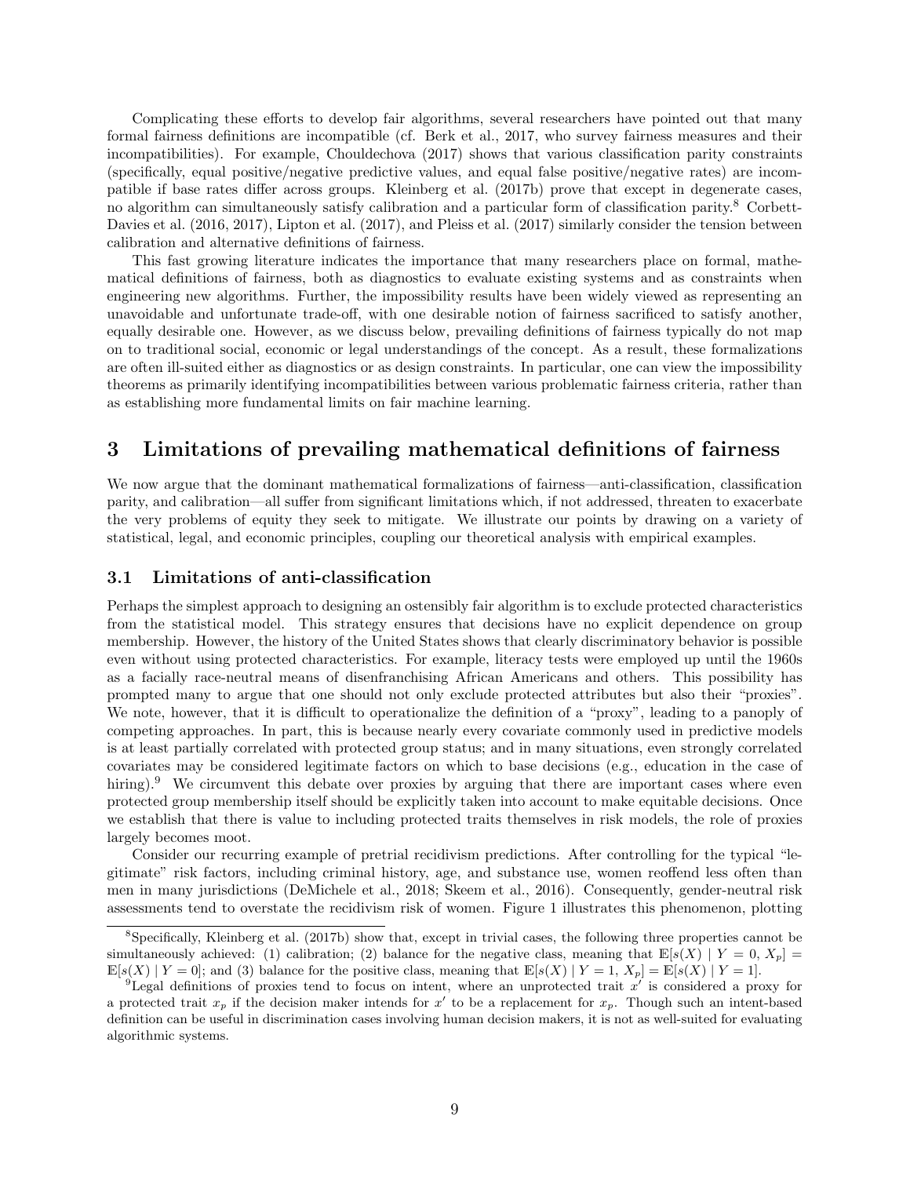Complicating these efforts to develop fair algorithms, several researchers have pointed out that many formal fairness definitions are incompatible (cf. Berk et al., 2017, who survey fairness measures and their incompatibilities). For example, Chouldechova (2017) shows that various classification parity constraints (specifically, equal positive/negative predictive values, and equal false positive/negative rates) are incompatible if base rates differ across groups. Kleinberg et al. (2017b) prove that except in degenerate cases, no algorithm can simultaneously satisfy calibration and a particular form of classification parity.[8] Corbett-Davies et al. (2016, 2017), Lipton et al. (2017), and Pleiss et al. (2017) similarly consider the tension between calibration and alternative definitions of fairness.

This fast growing literature indicates the importance that many researchers place on formal, mathematical definitions of fairness, both as diagnostics to evaluate existing systems and as constraints when engineering new algorithms. Further, the impossibility results have been widely viewed as representing an unavoidable and unfortunate trade-off, with one desirable notion of fairness sacrificed to satisfy another, equally desirable one. However, as we discuss below, prevailing definitions of fairness typically do not map on to traditional social, economic or legal understandings of the concept. As a result, these formalizations are often ill-suited either as diagnostics or as design constraints. In particular, one can view the impossibility theorems as primarily identifying incompatibilities between various problematic fairness criteria, rather than as establishing more fundamental limits on fair machine learning.

# 3 Limitations of prevailing mathematical definitions of fairness

We now argue that the dominant mathematical formalizations of fairness—anti-classification, classification parity, and calibration—all suffer from significant limitations which, if not addressed, threaten to exacerbate the very problems of equity they seek to mitigate. We illustrate our points by drawing on a variety of statistical, legal, and economic principles, coupling our theoretical analysis with empirical examples.

## 3.1 Limitations of anti-classification

Perhaps the simplest approach to designing an ostensibly fair algorithm is to exclude protected characteristics from the statistical model. This strategy ensures that decisions have no explicit dependence on group membership. However, the history of the United States shows that clearly discriminatory behavior is possible even without using protected characteristics. For example, literacy tests were employed up until the 1960s as a facially race-neutral means of disenfranchising African Americans and others. This possibility has prompted many to argue that one should not only exclude protected attributes but also their "proxies". We note, however, that it is difficult to operationalize the definition of a "proxy", leading to a panoply of competing approaches. In part, this is because nearly every covariate commonly used in predictive models is at least partially correlated with protected group status; and in many situations, even strongly correlated covariates may be considered legitimate factors on which to base decisions (e.g., education in the case of hiring).[9] We circumvent this debate over proxies by arguing that there are important cases where even protected group membership itself should be explicitly taken into account to make equitable decisions. Once we establish that there is value to including protected traits themselves in risk models, the role of proxies largely becomes moot.

Consider our recurring example of pretrial recidivism predictions. After controlling for the typical "legitimate" risk factors, including criminal history, age, and substance use, women reoffend less often than men in many jurisdictions (DeMichele et al., 2018; Skeem et al., 2016). Consequently, gender-neutral risk assessments tend to overstate the recidivism risk of women. Figure 1 illustrates this phenomenon, plotting

[8] Specifically, Kleinberg et al. (2017b) show that, except in trivial cases, the following three properties cannot be simultaneously achieved: (1) calibration; (2) balance for the negative class, meaning that $\mathbb{E}[s(X) \mid Y = 0, X_p] = \mathbb{E}[s(X) \mid Y = 0]$; and (3) balance for the positive class, meaning that $\mathbb{E}[s(X) \mid Y = 1, X_p] = \mathbb{E}[s(X) \mid Y = 1]$.

[9] Legal definitions of proxies tend to focus on intent, where an unprotected trait $x'$ is considered a proxy for a protected trait $x_p$ if the decision maker intends for $x'$ to be a replacement for $x_p$. Though such an intent-based definition can be useful in discrimination cases involving human decision makers, it is not as well-suited for evaluating algorithmic systems.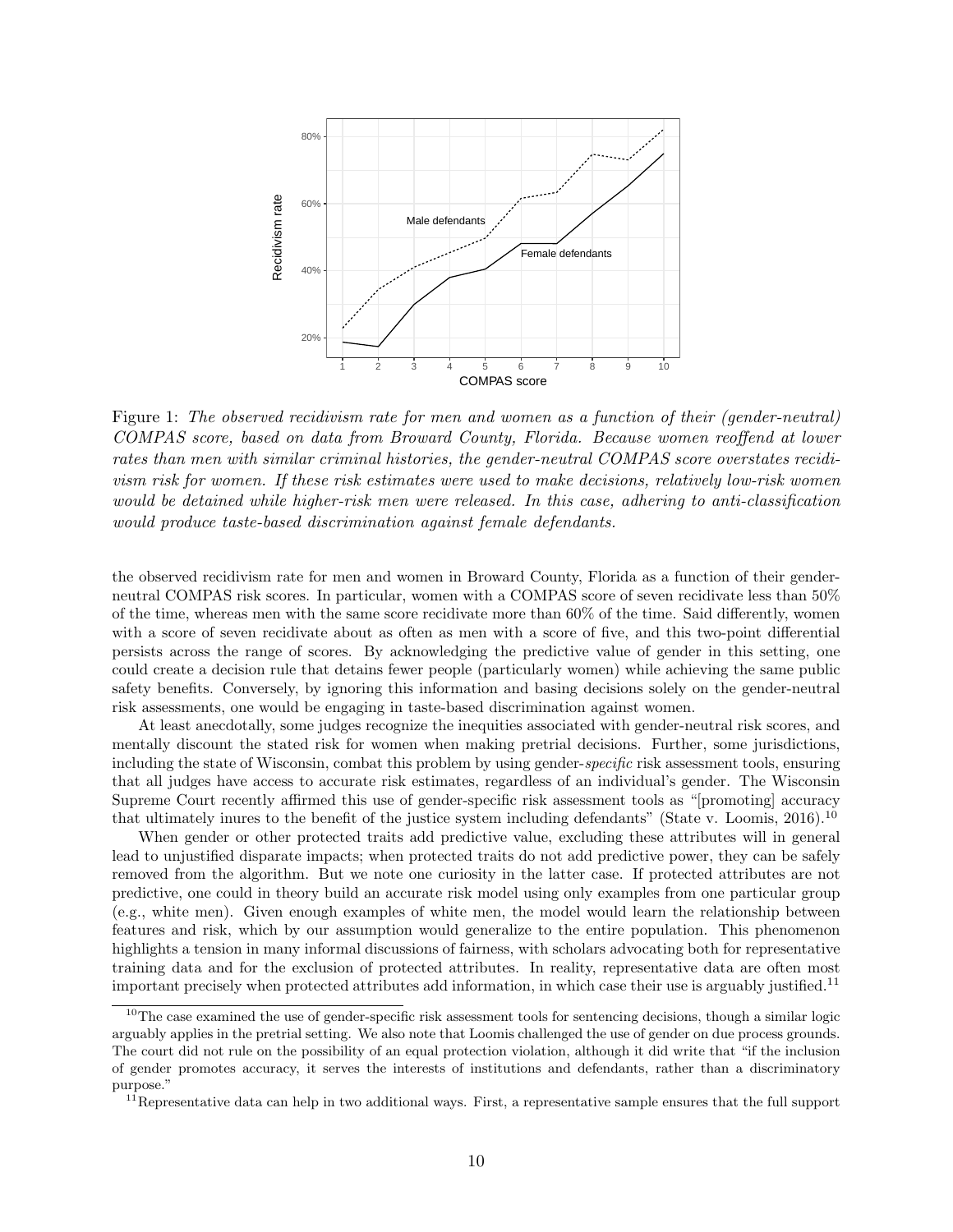*Figure 1: The observed recidivism rate for men and women as a function of their (gender-neutral) COMPAS score, based on data from Broward County, Florida. Because women reoffend at lower rates than men with similar criminal histories, the gender-neutral COMPAS score overstates recidivism risk for women. If these risk estimates were used to make decisions, relatively low-risk women would be detained while higher-risk men were released. In this case, adhering to anti-classification would produce taste-based discrimination against female defendants.*

the observed recidivism rate for men and women in Broward County, Florida as a function of their gender-neutral COMPAS risk scores. In particular, women with a COMPAS score of seven recidivate less than 50% of the time, whereas men with the same score recidivate more than 60% of the time. Said differently, women with a score of seven recidivate about as often as men with a score of five, and this two-point differential persists across the range of scores. By acknowledging the predictive value of gender in this setting, one could create a decision rule that detains fewer people (particularly women) while achieving the same public safety benefits. Conversely, by ignoring this information and basing decisions solely on the gender-neutral risk assessments, one would be engaging in taste-based discrimination against women.

At least anecdotally, some judges recognize the inequities associated with gender-neutral risk scores, and mentally discount the stated risk for women when making pretrial decisions. Further, some jurisdictions, including the state of Wisconsin, combat this problem by using gender-*specific* risk assessment tools, ensuring that all judges have access to accurate risk estimates, regardless of an individual's gender. The Wisconsin Supreme Court recently affirmed this use of gender-specific risk assessment tools as "[promoting] accuracy that ultimately inures to the benefit of the justice system including defendants" (State v. Loomis, 2016).[10]

When gender or other protected traits add predictive value, excluding these attributes will in general lead to unjustified disparate impacts; when protected traits do not add predictive power, they can be safely removed from the algorithm. But we note one curiosity in the latter case. If protected attributes are not predictive, one could in theory build an accurate risk model using only examples from one particular group (e.g., white men). Given enough examples of white men, the model would learn the relationship between features and risk, which by our assumption would generalize to the entire population. This phenomenon highlights a tension in many informal discussions of fairness, with scholars advocating both for representative training data and for the exclusion of protected attributes. In reality, representative data are often most important precisely when protected attributes add information, in which case their use is arguably justified.[11]

[10] The case examined the use of gender-specific risk assessment tools for sentencing decisions, though a similar logic arguably applies in the pretrial setting. We also note that Loomis challenged the use of gender on due process grounds. The court did not rule on the possibility of an equal protection violation, although it did write that "if the inclusion of gender promotes accuracy, it serves the interests of institutions and defendants, rather than a discriminatory purpose."

[11] Representative data can help in two additional ways. First, a representative sample ensures that the full support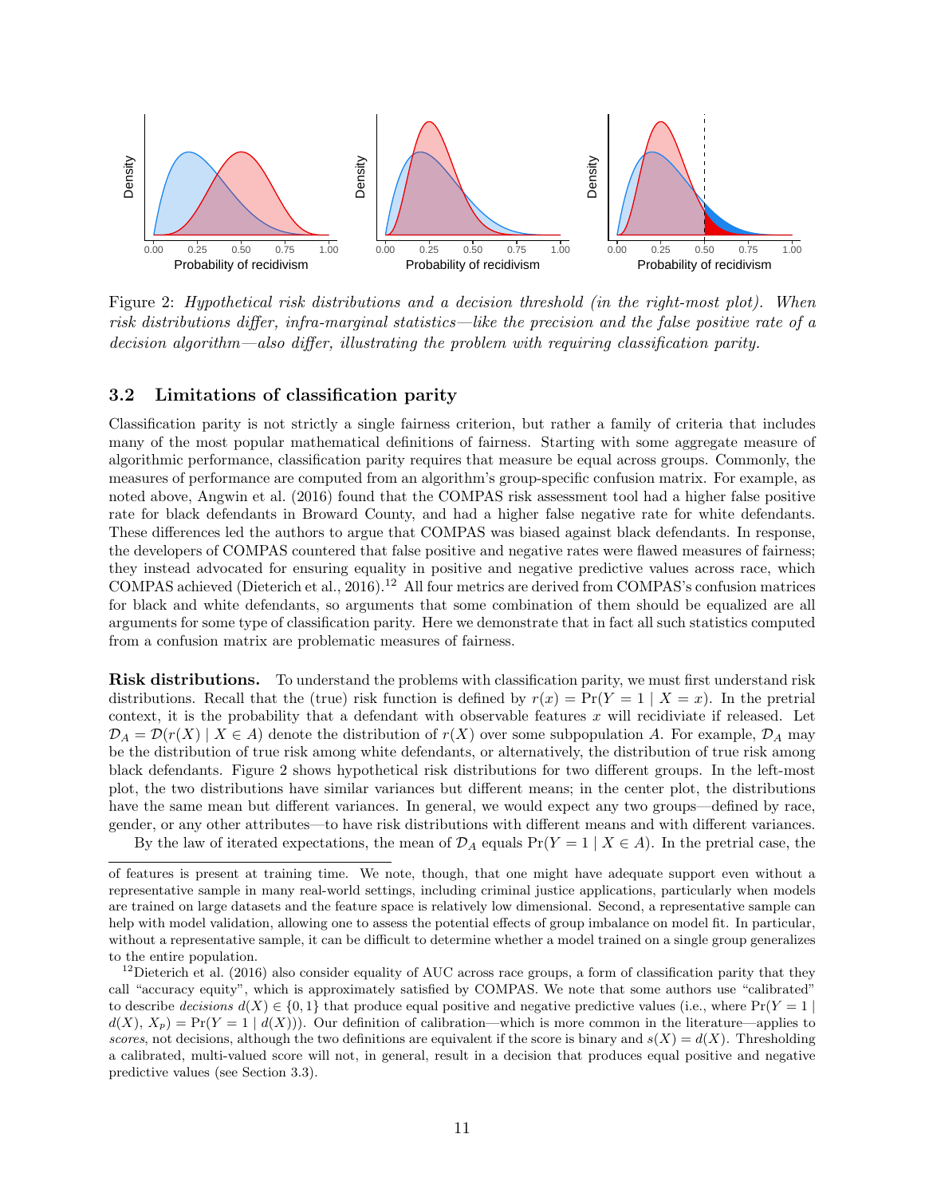Figure 2: *Hypothetical risk distributions and a decision threshold (in the right-most plot). When risk distributions differ, infra-marginal statistics—like the precision and the false positive rate of a decision algorithm—also differ, illustrating the problem with requiring classification parity.*

### 3.2 Limitations of classification parity

Classification parity is not strictly a single fairness criterion, but rather a family of criteria that includes many of the most popular mathematical definitions of fairness. Starting with some aggregate measure of algorithmic performance, classification parity requires that measure be equal across groups. Commonly, the measures of performance are computed from an algorithm's group-specific confusion matrix. For example, as noted above, Angwin et al. (2016) found that the COMPAS risk assessment tool had a higher false positive rate for black defendants in Broward County, and had a higher false negative rate for white defendants. These differences led the authors to argue that COMPAS was biased against black defendants. In response, the developers of COMPAS countered that false positive and negative rates were flawed measures of fairness; they instead advocated for ensuring equality in positive and negative predictive values across race, which COMPAS achieved (Dieterich et al., 2016).[12] All four metrics are derived from COMPAS's confusion matrices for black and white defendants, so arguments that some combination of them should be equalized are all arguments for some type of classification parity. Here we demonstrate that in fact all such statistics computed from a confusion matrix are problematic measures of fairness.

**Risk distributions.** To understand the problems with classification parity, we must first understand risk distributions. Recall that the (true) risk function is defined by $r(x) = \Pr(Y = 1 \mid X = x)$. In the pretrial context, it is the probability that a defendant with observable features $x$ will recidiviate if released. Let $\mathcal{D}_A = \mathcal{D}(r(X) \mid X \in A)$ denote the distribution of $r(X)$ over some subpopulation $A$. For example, $\mathcal{D}_A$ may be the distribution of true risk among white defendants, or alternatively, the distribution of true risk among black defendants. Figure 2 shows hypothetical risk distributions for two different groups. In the left-most plot, the two distributions have similar variances but different means; in the center plot, the distributions have the same mean but different variances. In general, we would expect any two groups—defined by race, gender, or any other attributes—to have risk distributions with different means and with different variances.

By the law of iterated expectations, the mean of $\mathcal{D}_A$ equals $\Pr(Y = 1 \mid X \in A)$. In the pretrial case, the

---

of features is present at training time. We note, though, that one might have adequate support even without a representative sample in many real-world settings, including criminal justice applications, particularly when models are trained on large datasets and the feature space is relatively low dimensional. Second, a representative sample can help with model validation, allowing one to assess the potential effects of group imbalance on model fit. In particular, without a representative sample, it can be difficult to determine whether a model trained on a single group generalizes to the entire population.

[12] Dieterich et al. (2016) also consider equality of AUC across race groups, a form of classification parity that they call "accuracy equity", which is approximately satisfied by COMPAS. We note that some authors use "calibrated" to describe *decisions* $d(X) \in \{0, 1\}$ that produce equal positive and negative predictive values (i.e., where $\Pr(Y = 1 \mid d(X), X_p) = \Pr(Y = 1 \mid d(X))$). Our definition of calibration—which is more common in the literature—applies to *scores*, not decisions, although the two definitions are equivalent if the score is binary and $s(X) = d(X)$. Thresholding a calibrated, multi-valued score will not, in general, result in a decision that produces equal positive and negative predictive values (see Section 3.3).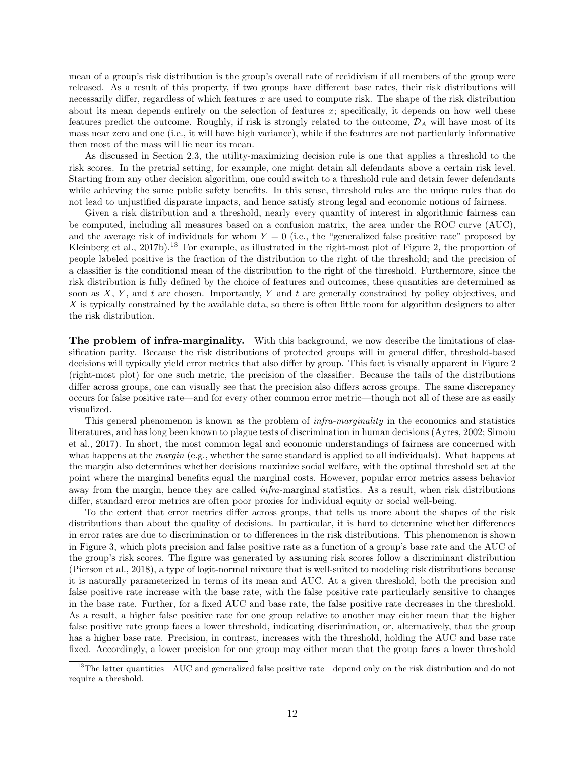mean of a group's risk distribution is the group's overall rate of recidivism if all members of the group were released. As a result of this property, if two groups have different base rates, their risk distributions will necessarily differ, regardless of which features $x$ are used to compute risk. The shape of the risk distribution about its mean depends entirely on the selection of features $x$; specifically, it depends on how well these features predict the outcome. Roughly, if risk is strongly related to the outcome, $\mathcal{D}_A$ will have most of its mass near zero and one (i.e., it will have high variance), while if the features are not particularly informative then most of the mass will lie near its mean.

As discussed in Section 2.3, the utility-maximizing decision rule is one that applies a threshold to the risk scores. In the pretrial setting, for example, one might detain all defendants above a certain risk level. Starting from any other decision algorithm, one could switch to a threshold rule and detain fewer defendants while achieving the same public safety benefits. In this sense, threshold rules are the unique rules that do not lead to unjustified disparate impacts, and hence satisfy strong legal and economic notions of fairness.

Given a risk distribution and a threshold, nearly every quantity of interest in algorithmic fairness can be computed, including all measures based on a confusion matrix, the area under the ROC curve (AUC), and the average risk of individuals for whom $Y = 0$ (i.e., the "generalized false positive rate" proposed by Kleinberg et al., 2017b).[13] For example, as illustrated in the right-most plot of Figure 2, the proportion of people labeled positive is the fraction of the distribution to the right of the threshold; and the precision of a classifier is the conditional mean of the distribution to the right of the threshold. Furthermore, since the risk distribution is fully defined by the choice of features and outcomes, these quantities are determined as soon as $X$, $Y$, and $t$ are chosen. Importantly, $Y$ and $t$ are generally constrained by policy objectives, and $X$ is typically constrained by the available data, so there is often little room for algorithm designers to alter the risk distribution.

**The problem of infra-marginality.** With this background, we now describe the limitations of classification parity. Because the risk distributions of protected groups will in general differ, threshold-based decisions will typically yield error metrics that also differ by group. This fact is visually apparent in Figure 2 (right-most plot) for one such metric, the precision of the classifier. Because the tails of the distributions differ across groups, one can visually see that the precision also differs across groups. The same discrepancy occurs for false positive rate—and for every other common error metric—though not all of these are as easily visualized.

This general phenomenon is known as the problem of *infra-marginality* in the economics and statistics literatures, and has long been known to plague tests of discrimination in human decisions (Ayres, 2002; Simoiu et al., 2017). In short, the most common legal and economic understandings of fairness are concerned with what happens at the *margin* (e.g., whether the same standard is applied to all individuals). What happens at the margin also determines whether decisions maximize social welfare, with the optimal threshold set at the point where the marginal benefits equal the marginal costs. However, popular error metrics assess behavior away from the margin, hence they are called *infra*-marginal statistics. As a result, when risk distributions differ, standard error metrics are often poor proxies for individual equity or social well-being.

To the extent that error metrics differ across groups, that tells us more about the shapes of the risk distributions than about the quality of decisions. In particular, it is hard to determine whether differences in error rates are due to discrimination or to differences in the risk distributions. This phenomenon is shown in Figure 3, which plots precision and false positive rate as a function of a group's base rate and the AUC of the group's risk scores. The figure was generated by assuming risk scores follow a discriminant distribution (Pierson et al., 2018), a type of logit-normal mixture that is well-suited to modeling risk distributions because it is naturally parameterized in terms of its mean and AUC. At a given threshold, both the precision and false positive rate increase with the base rate, with the false positive rate particularly sensitive to changes in the base rate. Further, for a fixed AUC and base rate, the false positive rate decreases in the threshold. As a result, a higher false positive rate for one group relative to another may either mean that the higher false positive rate group faces a lower threshold, indicating discrimination, or, alternatively, that the group has a higher base rate. Precision, in contrast, increases with the threshold, holding the AUC and base rate fixed. Accordingly, a lower precision for one group may either mean that the group faces a lower threshold

[13] The latter quantities—AUC and generalized false positive rate—depend only on the risk distribution and do not require a threshold.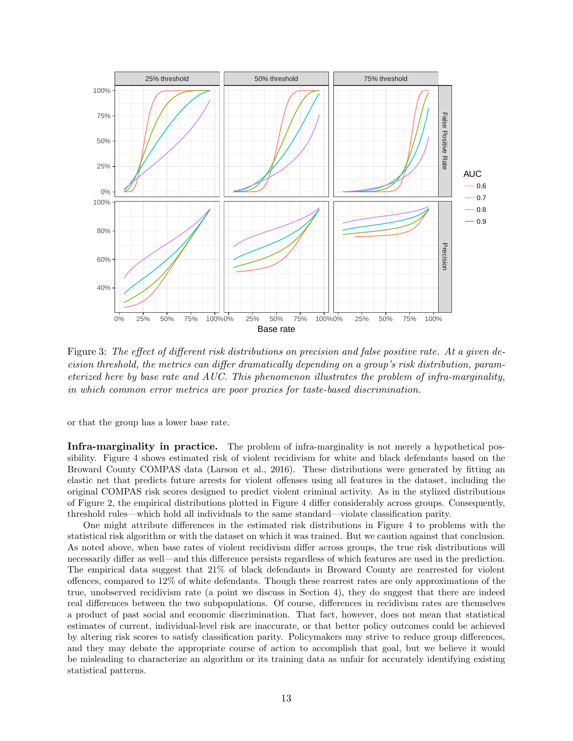Figure 3: *The effect of different risk distributions on precision and false positive rate. At a given decision threshold, the metrics can differ dramatically depending on a group's risk distribution, parameterized here by base rate and AUC. This phenomenon illustrates the problem of infra-marginality, in which common error metrics are poor proxies for taste-based discrimination.*

or that the group has a lower base rate.

**Infra-marginality in practice.** The problem of infra-marginality is not merely a hypothetical possibility. Figure 4 shows estimated risk of violent recidivism for white and black defendants based on the Broward County COMPAS data (Larson et al., 2016). These distributions were generated by fitting an elastic net that predicts future arrests for violent offenses using all features in the dataset, including the original COMPAS risk scores designed to predict violent criminal activity. As in the stylized distributions of Figure 2, the empirical distributions plotted in Figure 4 differ considerably across groups. Consequently, threshold rules—which hold all individuals to the same standard—violate classification parity.

One might attribute differences in the estimated risk distributions in Figure 4 to problems with the statistical risk algorithm or with the dataset on which it was trained. But we caution against that conclusion. As noted above, when base rates of violent recidivism differ across groups, the true risk distributions will necessarily differ as well—and this difference persists regardless of which features are used in the prediction. The empirical data suggest that 21% of black defendants in Broward County are rearrested for violent offences, compared to 12% of white defendants. Though these rearrest rates are only approximations of the true, unobserved recidivism rate (a point we discuss in Section 4), they do suggest that there are indeed real differences between the two subpopulations. Of course, differences in recidivism rates are themselves a product of past social and economic discrimination. That fact, however, does not mean that statistical estimates of current, individual-level risk are inaccurate, or that better policy outcomes could be achieved by altering risk scores to satisfy classification parity. Policymakers may strive to reduce group differences, and they may debate the appropriate course of action to accomplish that goal, but we believe it would be misleading to characterize an algorithm or its training data as unfair for accurately identifying existing statistical patterns.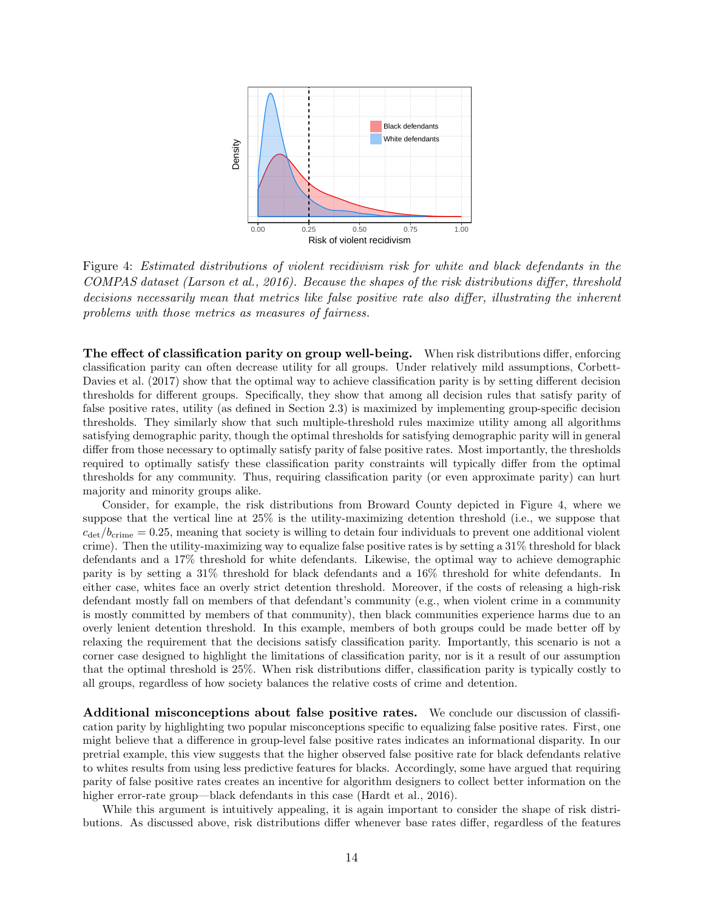Figure 4: *Estimated distributions of violent recidivism risk for white and black defendants in the COMPAS dataset (Larson et al., 2016). Because the shapes of the risk distributions differ, threshold decisions necessarily mean that metrics like false positive rate also differ, illustrating the inherent problems with those metrics as measures of fairness.*

**The effect of classification parity on group well-being.** When risk distributions differ, enforcing classification parity can often decrease utility for all groups. Under relatively mild assumptions, Corbett-Davies et al. (2017) show that the optimal way to achieve classification parity is by setting different decision thresholds for different groups. Specifically, they show that among all decision rules that satisfy parity of false positive rates, utility (as defined in Section 2.3) is maximized by implementing group-specific decision thresholds. They similarly show that such multiple-threshold rules maximize utility among all algorithms satisfying demographic parity, though the optimal thresholds for satisfying demographic parity will in general differ from those necessary to optimally satisfy parity of false positive rates. Most importantly, the thresholds required to optimally satisfy these classification parity constraints will typically differ from the optimal thresholds for any community. Thus, requiring classification parity (or even approximate parity) can hurt majority and minority groups alike.

Consider, for example, the risk distributions from Broward County depicted in Figure 4, where we suppose that the vertical line at 25% is the utility-maximizing detention threshold (i.e., we suppose that $c_{\text{det}}/b_{\text{crime}} = 0.25$, meaning that society is willing to detain four individuals to prevent one additional violent crime). Then the utility-maximizing way to equalize false positive rates is by setting a 31% threshold for black defendants and a 17% threshold for white defendants. Likewise, the optimal way to achieve demographic parity is by setting a 31% threshold for black defendants and a 16% threshold for white defendants. In either case, whites face an overly strict detention threshold. Moreover, if the costs of releasing a high-risk defendant mostly fall on members of that defendant's community (e.g., when violent crime in a community is mostly committed by members of that community), then black communities experience harms due to an overly lenient detention threshold. In this example, members of both groups could be made better off by relaxing the requirement that the decisions satisfy classification parity. Importantly, this scenario is not a corner case designed to highlight the limitations of classification parity, nor is it a result of our assumption that the optimal threshold is 25%. When risk distributions differ, classification parity is typically costly to all groups, regardless of how society balances the relative costs of crime and detention.

**Additional misconceptions about false positive rates.** We conclude our discussion of classification parity by highlighting two popular misconceptions specific to equalizing false positive rates. First, one might believe that a difference in group-level false positive rates indicates an informational disparity. In our pretrial example, this view suggests that the higher observed false positive rate for black defendants relative to whites results from using less predictive features for blacks. Accordingly, some have argued that requiring parity of false positive rates creates an incentive for algorithm designers to collect better information on the higher error-rate group—black defendants in this case (Hardt et al., 2016).

While this argument is intuitively appealing, it is again important to consider the shape of risk distributions. As discussed above, risk distributions differ whenever base rates differ, regardless of the features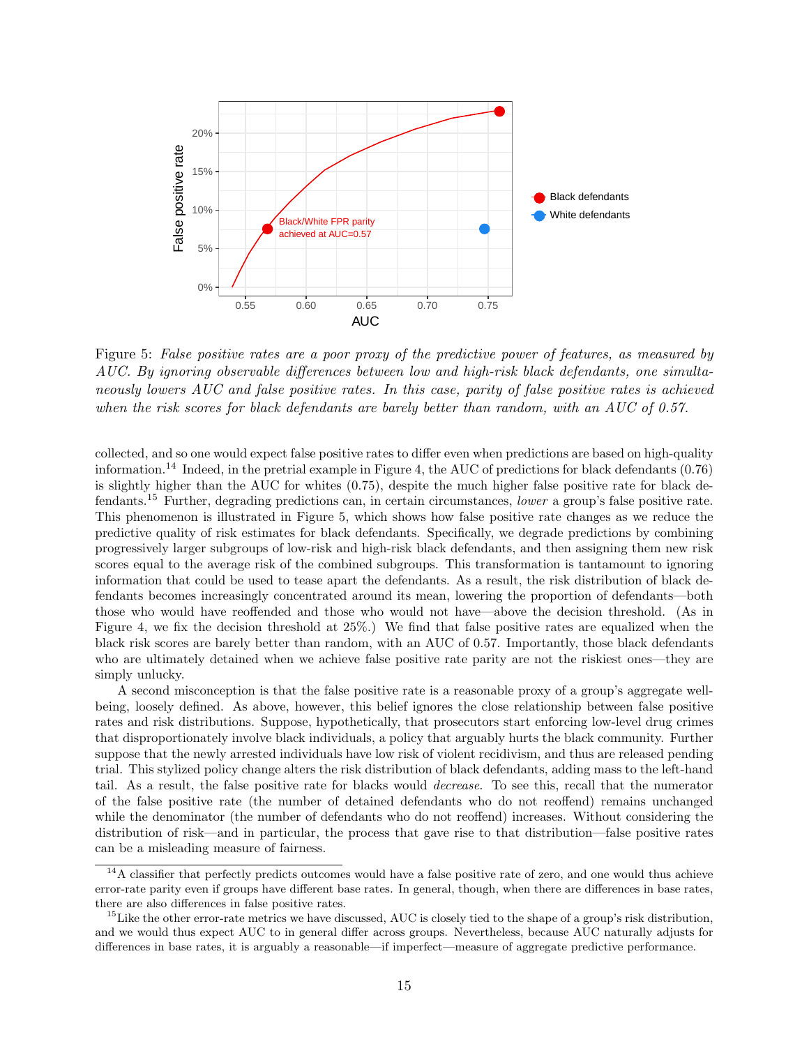Figure 5: *False positive rates are a poor proxy of the predictive power of features, as measured by AUC. By ignoring observable differences between low and high-risk black defendants, one simultaneously lowers AUC and false positive rates. In this case, parity of false positive rates is achieved when the risk scores for black defendants are barely better than random, with an AUC of 0.57.*

collected, and so one would expect false positive rates to differ even when predictions are based on high-quality information.[14] Indeed, in the pretrial example in Figure 4, the AUC of predictions for black defendants (0.76) is slightly higher than the AUC for whites (0.75), despite the much higher false positive rate for black defendants.[15] Further, degrading predictions can, in certain circumstances, *lower* a group's false positive rate. This phenomenon is illustrated in Figure 5, which shows how false positive rate changes as we reduce the predictive quality of risk estimates for black defendants. Specifically, we degrade predictions by combining progressively larger subgroups of low-risk and high-risk black defendants, and then assigning them new risk scores equal to the average risk of the combined subgroups. This transformation is tantamount to ignoring information that could be used to tease apart the defendants. As a result, the risk distribution of black defendants becomes increasingly concentrated around its mean, lowering the proportion of defendants—both those who would have reoffended and those who would not have—above the decision threshold. (As in Figure 4, we fix the decision threshold at 25%.) We find that false positive rates are equalized when the black risk scores are barely better than random, with an AUC of 0.57. Importantly, those black defendants who are ultimately detained when we achieve false positive rate parity are not the riskiest ones—they are simply unlucky.

A second misconception is that the false positive rate is a reasonable proxy of a group's aggregate well-being, loosely defined. As above, however, this belief ignores the close relationship between false positive rates and risk distributions. Suppose, hypothetically, that prosecutors start enforcing low-level drug crimes that disproportionately involve black individuals, a policy that arguably hurts the black community. Further suppose that the newly arrested individuals have low risk of violent recidivism, and thus are released pending trial. This stylized policy change alters the risk distribution of black defendants, adding mass to the left-hand tail. As a result, the false positive rate for blacks would *decrease*. To see this, recall that the numerator of the false positive rate (the number of detained defendants who do not reoffend) remains unchanged while the denominator (the number of defendants who do not reoffend) increases. Without considering the distribution of risk—and in particular, the process that gave rise to that distribution—false positive rates can be a misleading measure of fairness.

[14] A classifier that perfectly predicts outcomes would have a false positive rate of zero, and one would thus achieve error-rate parity even if groups have different base rates. In general, though, when there are differences in base rates, there are also differences in false positive rates.

[15] Like the other error-rate metrics we have discussed, AUC is closely tied to the shape of a group's risk distribution, and we would thus expect AUC to in general differ across groups. Nevertheless, because AUC naturally adjusts for differences in base rates, it is arguably a reasonable—if imperfect—measure of aggregate predictive performance.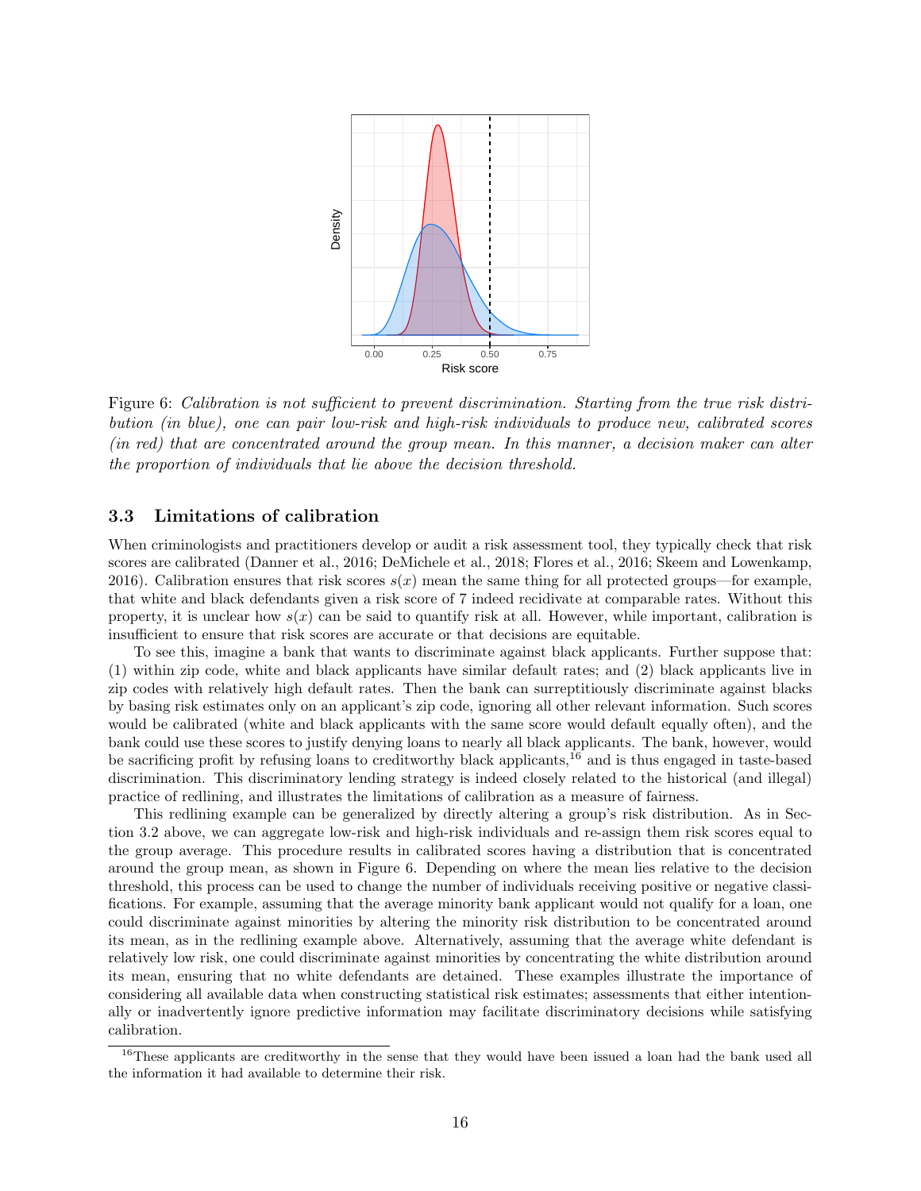Figure 6: *Calibration is not sufficient to prevent discrimination. Starting from the true risk distribution (in blue), one can pair low-risk and high-risk individuals to produce new, calibrated scores (in red) that are concentrated around the group mean. In this manner, a decision maker can alter the proportion of individuals that lie above the decision threshold.*

### 3.3 Limitations of calibration

When criminologists and practitioners develop or audit a risk assessment tool, they typically check that risk scores are calibrated (Danner et al., 2016; DeMichele et al., 2018; Flores et al., 2016; Skeem and Lowenkamp, 2016). Calibration ensures that risk scores $s(x)$ mean the same thing for all protected groups—for example, that white and black defendants given a risk score of 7 indeed recidivate at comparable rates. Without this property, it is unclear how $s(x)$ can be said to quantify risk at all. However, while important, calibration is insufficient to ensure that risk scores are accurate or that decisions are equitable.

To see this, imagine a bank that wants to discriminate against black applicants. Further suppose that: (1) within zip code, white and black applicants have similar default rates; and (2) black applicants live in zip codes with relatively high default rates. Then the bank can surreptitiously discriminate against blacks by basing risk estimates only on an applicant's zip code, ignoring all other relevant information. Such scores would be calibrated (white and black applicants with the same score would default equally often), and the bank could use these scores to justify denying loans to nearly all black applicants. The bank, however, would be sacrificing profit by refusing loans to creditworthy black applicants,[16] and is thus engaged in taste-based discrimination. This discriminatory lending strategy is indeed closely related to the historical (and illegal) practice of redlining, and illustrates the limitations of calibration as a measure of fairness.

This redlining example can be generalized by directly altering a group's risk distribution. As in Section 3.2 above, we can aggregate low-risk and high-risk individuals and re-assign them risk scores equal to the group average. This procedure results in calibrated scores having a distribution that is concentrated around the group mean, as shown in Figure 6. Depending on where the mean lies relative to the decision threshold, this process can be used to change the number of individuals receiving positive or negative classifications. For example, assuming that the average minority bank applicant would not qualify for a loan, one could discriminate against minorities by altering the minority risk distribution to be concentrated around its mean, as in the redlining example above. Alternatively, assuming that the average white defendant is relatively low risk, one could discriminate against minorities by concentrating the white distribution around its mean, ensuring that no white defendants are detained. These examples illustrate the importance of considering all available data when constructing statistical risk estimates; assessments that either intentionally or inadvertently ignore predictive information may facilitate discriminatory decisions while satisfying calibration.

[16] These applicants are creditworthy in the sense that they would have been issued a loan had the bank used all the information it had available to determine their risk.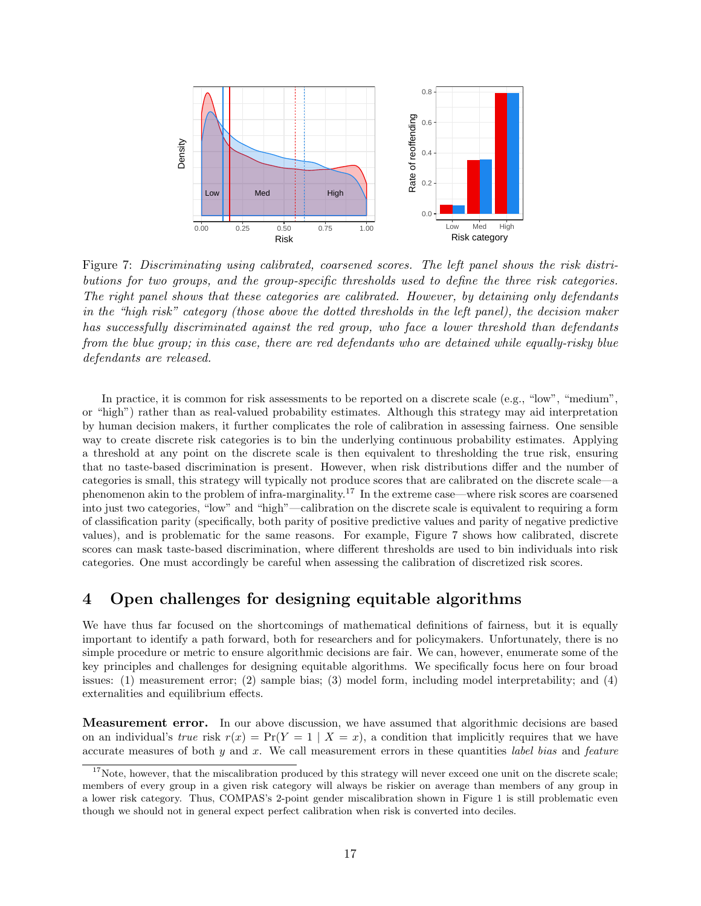Figure 7: *Discriminating using calibrated, coarsened scores. The left panel shows the risk distributions for two groups, and the group-specific thresholds used to define the three risk categories. The right panel shows that these categories are calibrated. However, by detaining only defendants in the "high risk" category (those above the dotted thresholds in the left panel), the decision maker has successfully discriminated against the red group, who face a lower threshold than defendants from the blue group; in this case, there are red defendants who are detained while equally-risky blue defendants are released.*

In practice, it is common for risk assessments to be reported on a discrete scale (e.g., "low", "medium", or "high") rather than as real-valued probability estimates. Although this strategy may aid interpretation by human decision makers, it further complicates the role of calibration in assessing fairness. One sensible way to create discrete risk categories is to bin the underlying continuous probability estimates. Applying a threshold at any point on the discrete scale is then equivalent to thresholding the true risk, ensuring that no taste-based discrimination is present. However, when risk distributions differ and the number of categories is small, this strategy will typically not produce scores that are calibrated on the discrete scale—a phenomenon akin to the problem of infra-marginality.[17] In the extreme case—where risk scores are coarsened into just two categories, "low" and "high"—calibration on the discrete scale is equivalent to requiring a form of classification parity (specifically, both parity of positive predictive values and parity of negative predictive values), and is problematic for the same reasons. For example, Figure 7 shows how calibrated, discrete scores can mask taste-based discrimination, where different thresholds are used to bin individuals into risk categories. One must accordingly be careful when assessing the calibration of discretized risk scores.

## 4 Open challenges for designing equitable algorithms

We have thus far focused on the shortcomings of mathematical definitions of fairness, but it is equally important to identify a path forward, both for researchers and for policymakers. Unfortunately, there is no simple procedure or metric to ensure algorithmic decisions are fair. We can, however, enumerate some of the key principles and challenges for designing equitable algorithms. We specifically focus here on four broad issues: (1) measurement error; (2) sample bias; (3) model form, including model interpretability; and (4) externalities and equilibrium effects.

**Measurement error.** In our above discussion, we have assumed that algorithmic decisions are based on an individual's *true* risk $r(x) = \Pr(Y = 1 \mid X = x)$, a condition that implicitly requires that we have accurate measures of both $y$ and $x$. We call measurement errors in these quantities *label bias* and *feature*

[17] Note, however, that the miscalibration produced by this strategy will never exceed one unit on the discrete scale; members of every group in a given risk category will always be riskier on average than members of any group in a lower risk category. Thus, COMPAS's 2-point gender miscalibration shown in Figure 1 is still problematic even though we should not in general expect perfect calibration when risk is converted into deciles.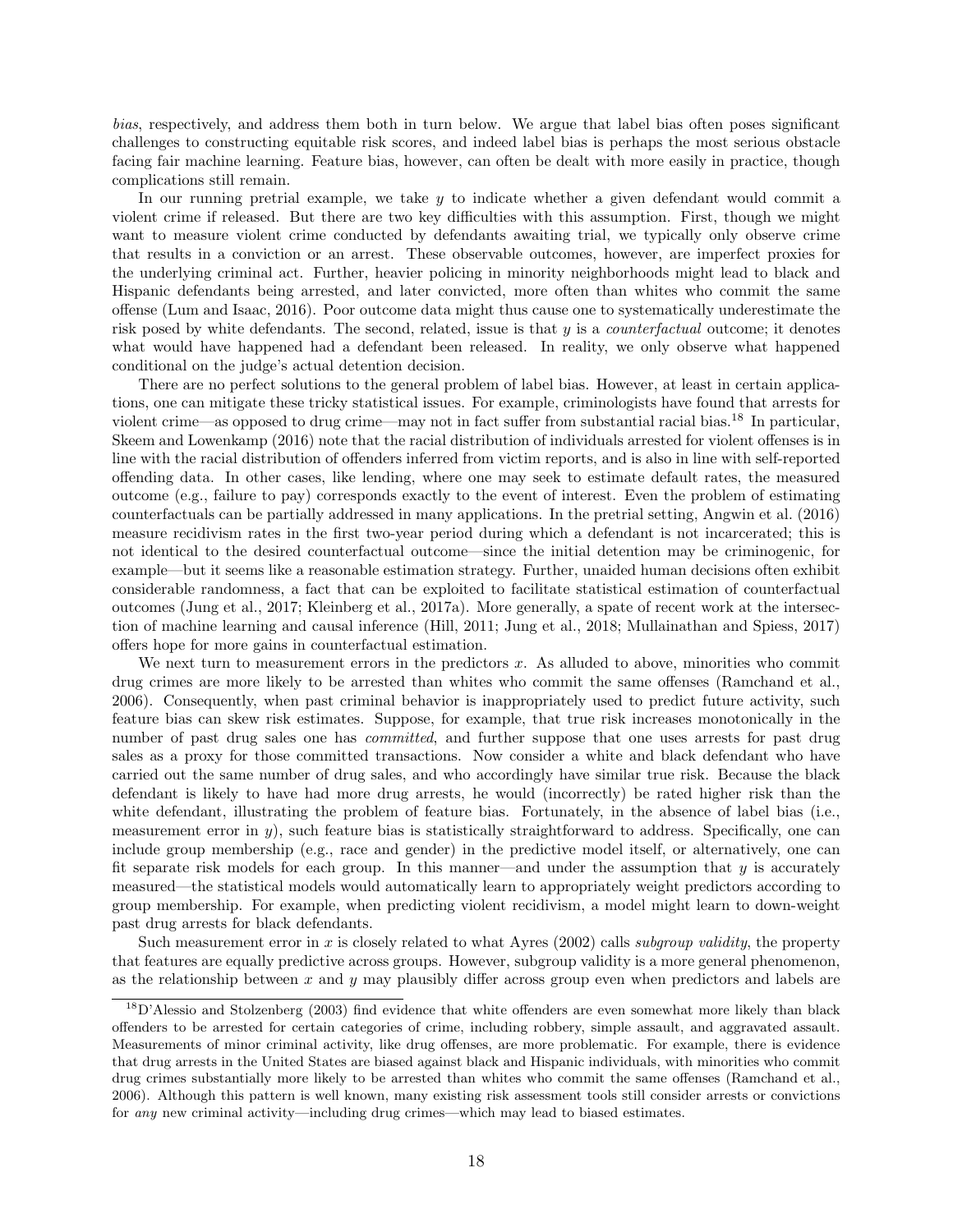*bias*, respectively, and address them both in turn below. We argue that label bias often poses significant challenges to constructing equitable risk scores, and indeed label bias is perhaps the most serious obstacle facing fair machine learning. Feature bias, however, can often be dealt with more easily in practice, though complications still remain.

In our running pretrial example, we take $y$ to indicate whether a given defendant would commit a violent crime if released. But there are two key difficulties with this assumption. First, though we might want to measure violent crime conducted by defendants awaiting trial, we typically only observe crime that results in a conviction or an arrest. These observable outcomes, however, are imperfect proxies for the underlying criminal act. Further, heavier policing in minority neighborhoods might lead to black and Hispanic defendants being arrested, and later convicted, more often than whites who commit the same offense (Lum and Isaac, 2016). Poor outcome data might thus cause one to systematically underestimate the risk posed by white defendants. The second, related, issue is that $y$ is a *counterfactual* outcome; it denotes what would have happened had a defendant been released. In reality, we only observe what happened conditional on the judge's actual detention decision.

There are no perfect solutions to the general problem of label bias. However, at least in certain applications, one can mitigate these tricky statistical issues. For example, criminologists have found that arrests for violent crime—as opposed to drug crime—may not in fact suffer from substantial racial bias.[18] In particular, Skeem and Lowenkamp (2016) note that the racial distribution of individuals arrested for violent offenses is in line with the racial distribution of offenders inferred from victim reports, and is also in line with self-reported offending data. In other cases, like lending, where one may seek to estimate default rates, the measured outcome (e.g., failure to pay) corresponds exactly to the event of interest. Even the problem of estimating counterfactuals can be partially addressed in many applications. In the pretrial setting, Angwin et al. (2016) measure recidivism rates in the first two-year period during which a defendant is not incarcerated; this is not identical to the desired counterfactual outcome—since the initial detention may be criminogenic, for example—but it seems like a reasonable estimation strategy. Further, unaided human decisions often exhibit considerable randomness, a fact that can be exploited to facilitate statistical estimation of counterfactual outcomes (Jung et al., 2017; Kleinberg et al., 2017a). More generally, a spate of recent work at the intersection of machine learning and causal inference (Hill, 2011; Jung et al., 2018; Mullainathan and Spiess, 2017) offers hope for more gains in counterfactual estimation.

We next turn to measurement errors in the predictors $x$. As alluded to above, minorities who commit drug crimes are more likely to be arrested than whites who commit the same offenses (Ramchand et al., 2006). Consequently, when past criminal behavior is inappropriately used to predict future activity, such feature bias can skew risk estimates. Suppose, for example, that true risk increases monotonically in the number of past drug sales one has *committed*, and further suppose that one uses arrests for past drug sales as a proxy for those committed transactions. Now consider a white and black defendant who have carried out the same number of drug sales, and who accordingly have similar true risk. Because the black defendant is likely to have had more drug arrests, he would (incorrectly) be rated higher risk than the white defendant, illustrating the problem of feature bias. Fortunately, in the absence of label bias (i.e., measurement error in $y$), such feature bias is statistically straightforward to address. Specifically, one can include group membership (e.g., race and gender) in the predictive model itself, or alternatively, one can fit separate risk models for each group. In this manner—and under the assumption that $y$ is accurately measured—the statistical models would automatically learn to appropriately weight predictors according to group membership. For example, when predicting violent recidivism, a model might learn to down-weight past drug arrests for black defendants.

Such measurement error in $x$ is closely related to what Ayres (2002) calls *subgroup validity*, the property that features are equally predictive across groups. However, subgroup validity is a more general phenomenon, as the relationship between $x$ and $y$ may plausibly differ across group even when predictors and labels are

[18] D'Alessio and Stolzenberg (2003) find evidence that white offenders are even somewhat more likely than black offenders to be arrested for certain categories of crime, including robbery, simple assault, and aggravated assault. Measurements of minor criminal activity, like drug offenses, are more problematic. For example, there is evidence that drug arrests in the United States are biased against black and Hispanic individuals, with minorities who commit drug crimes substantially more likely to be arrested than whites who commit the same offenses (Ramchand et al., 2006). Although this pattern is well known, many existing risk assessment tools still consider arrests or convictions for *any* new criminal activity—including drug crimes—which may lead to biased estimates.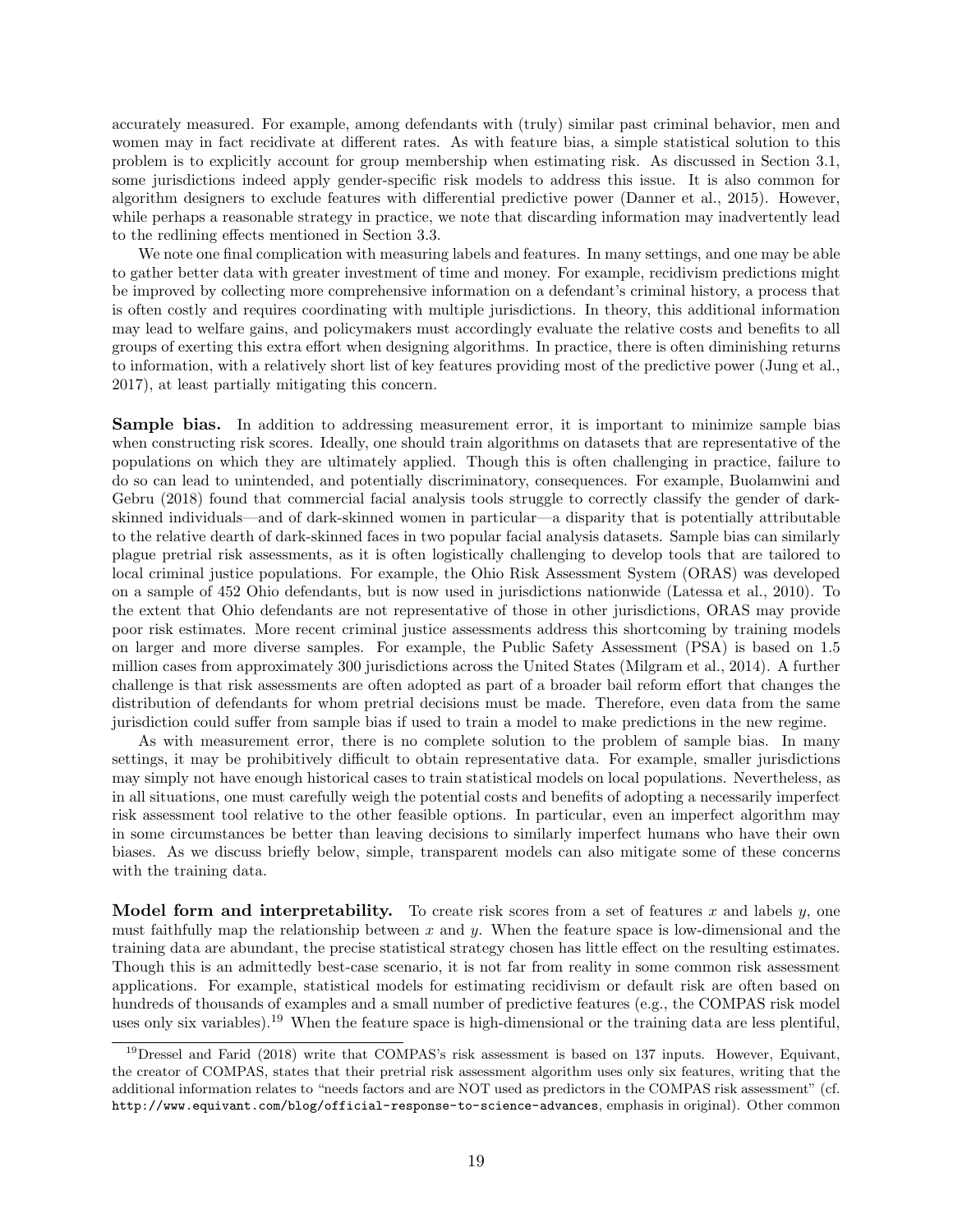accurately measured. For example, among defendants with (truly) similar past criminal behavior, men and women may in fact recidivate at different rates. As with feature bias, a simple statistical solution to this problem is to explicitly account for group membership when estimating risk. As discussed in Section 3.1, some jurisdictions indeed apply gender-specific risk models to address this issue. It is also common for algorithm designers to exclude features with differential predictive power (Danner et al., 2015). However, while perhaps a reasonable strategy in practice, we note that discarding information may inadvertently lead to the redlining effects mentioned in Section 3.3.

We note one final complication with measuring labels and features. In many settings, and one may be able to gather better data with greater investment of time and money. For example, recidivism predictions might be improved by collecting more comprehensive information on a defendant's criminal history, a process that is often costly and requires coordinating with multiple jurisdictions. In theory, this additional information may lead to welfare gains, and policymakers must accordingly evaluate the relative costs and benefits to all groups of exerting this extra effort when designing algorithms. In practice, there is often diminishing returns to information, with a relatively short list of key features providing most of the predictive power (Jung et al., 2017), at least partially mitigating this concern.

**Sample bias.** In addition to addressing measurement error, it is important to minimize sample bias when constructing risk scores. Ideally, one should train algorithms on datasets that are representative of the populations on which they are ultimately applied. Though this is often challenging in practice, failure to do so can lead to unintended, and potentially discriminatory, consequences. For example, Buolamwini and Gebru (2018) found that commercial facial analysis tools struggle to correctly classify the gender of dark-skinned individuals—and of dark-skinned women in particular—a disparity that is potentially attributable to the relative dearth of dark-skinned faces in two popular facial analysis datasets. Sample bias can similarly plague pretrial risk assessments, as it is often logistically challenging to develop tools that are tailored to local criminal justice populations. For example, the Ohio Risk Assessment System (ORAS) was developed on a sample of 452 Ohio defendants, but is now used in jurisdictions nationwide (Latessa et al., 2010). To the extent that Ohio defendants are not representative of those in other jurisdictions, ORAS may provide poor risk estimates. More recent criminal justice assessments address this shortcoming by training models on larger and more diverse samples. For example, the Public Safety Assessment (PSA) is based on 1.5 million cases from approximately 300 jurisdictions across the United States (Milgram et al., 2014). A further challenge is that risk assessments are often adopted as part of a broader bail reform effort that changes the distribution of defendants for whom pretrial decisions must be made. Therefore, even data from the same jurisdiction could suffer from sample bias if used to train a model to make predictions in the new regime.

As with measurement error, there is no complete solution to the problem of sample bias. In many settings, it may be prohibitively difficult to obtain representative data. For example, smaller jurisdictions may simply not have enough historical cases to train statistical models on local populations. Nevertheless, as in all situations, one must carefully weigh the potential costs and benefits of adopting a necessarily imperfect risk assessment tool relative to the other feasible options. In particular, even an imperfect algorithm may in some circumstances be better than leaving decisions to similarly imperfect humans who have their own biases. As we discuss briefly below, simple, transparent models can also mitigate some of these concerns with the training data.

**Model form and interpretability.** To create risk scores from a set of features $x$ and labels $y$, one must faithfully map the relationship between $x$ and $y$. When the feature space is low-dimensional and the training data are abundant, the precise statistical strategy chosen has little effect on the resulting estimates. Though this is an admittedly best-case scenario, it is not far from reality in some common risk assessment applications. For example, statistical models for estimating recidivism or default risk are often based on hundreds of thousands of examples and a small number of predictive features (e.g., the COMPAS risk model uses only six variables).[19] When the feature space is high-dimensional or the training data are less plentiful,

[19] Dressel and Farid (2018) write that COMPAS's risk assessment is based on 137 inputs. However, Equivant, the creator of COMPAS, states that their pretrial risk assessment algorithm uses only six features, writing that the additional information relates to "needs factors and are NOT used as predictors in the COMPAS risk assessment" (cf. http://www.equivant.com/blog/official-response-to-science-advances, emphasis in original). Other common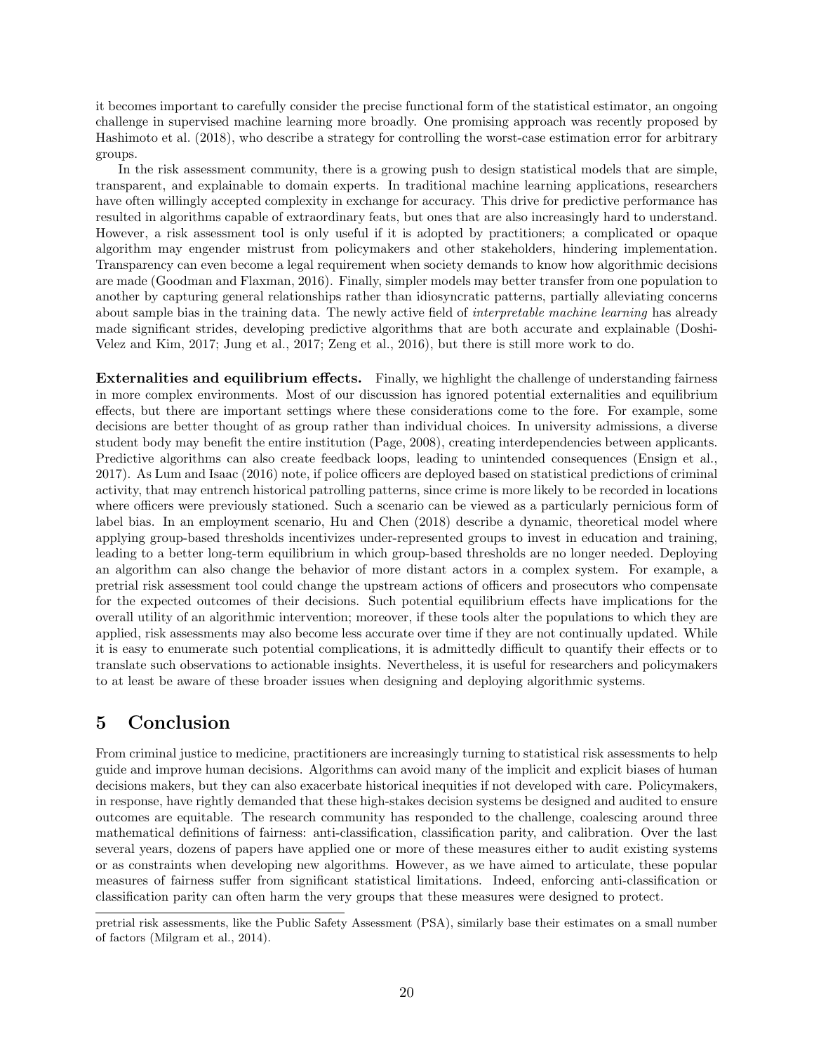it becomes important to carefully consider the precise functional form of the statistical estimator, an ongoing challenge in supervised machine learning more broadly. One promising approach was recently proposed by Hashimoto et al. (2018), who describe a strategy for controlling the worst-case estimation error for arbitrary groups.

In the risk assessment community, there is a growing push to design statistical models that are simple, transparent, and explainable to domain experts. In traditional machine learning applications, researchers have often willingly accepted complexity in exchange for accuracy. This drive for predictive performance has resulted in algorithms capable of extraordinary feats, but ones that are also increasingly hard to understand. However, a risk assessment tool is only useful if it is adopted by practitioners; a complicated or opaque algorithm may engender mistrust from policymakers and other stakeholders, hindering implementation. Transparency can even become a legal requirement when society demands to know how algorithmic decisions are made (Goodman and Flaxman, 2016). Finally, simpler models may better transfer from one population to another by capturing general relationships rather than idiosyncratic patterns, partially alleviating concerns about sample bias in the training data. The newly active field of *interpretable machine learning* has already made significant strides, developing predictive algorithms that are both accurate and explainable (Doshi-Velez and Kim, 2017; Jung et al., 2017; Zeng et al., 2016), but there is still more work to do.

**Externalities and equilibrium effects.** Finally, we highlight the challenge of understanding fairness in more complex environments. Most of our discussion has ignored potential externalities and equilibrium effects, but there are important settings where these considerations come to the fore. For example, some decisions are better thought of as group rather than individual choices. In university admissions, a diverse student body may benefit the entire institution (Page, 2008), creating interdependencies between applicants. Predictive algorithms can also create feedback loops, leading to unintended consequences (Ensign et al., 2017). As Lum and Isaac (2016) note, if police officers are deployed based on statistical predictions of criminal activity, that may entrench historical patrolling patterns, since crime is more likely to be recorded in locations where officers were previously stationed. Such a scenario can be viewed as a particularly pernicious form of label bias. In an employment scenario, Hu and Chen (2018) describe a dynamic, theoretical model where applying group-based thresholds incentivizes under-represented groups to invest in education and training, leading to a better long-term equilibrium in which group-based thresholds are no longer needed. Deploying an algorithm can also change the behavior of more distant actors in a complex system. For example, a pretrial risk assessment tool could change the upstream actions of officers and prosecutors who compensate for the expected outcomes of their decisions. Such potential equilibrium effects have implications for the overall utility of an algorithmic intervention; moreover, if these tools alter the populations to which they are applied, risk assessments may also become less accurate over time if they are not continually updated. While it is easy to enumerate such potential complications, it is admittedly difficult to quantify their effects or to translate such observations to actionable insights. Nevertheless, it is useful for researchers and policymakers to at least be aware of these broader issues when designing and deploying algorithmic systems.

## 5 Conclusion

From criminal justice to medicine, practitioners are increasingly turning to statistical risk assessments to help guide and improve human decisions. Algorithms can avoid many of the implicit and explicit biases of human decisions makers, but they can also exacerbate historical inequities if not developed with care. Policymakers, in response, have rightly demanded that these high-stakes decision systems be designed and audited to ensure outcomes are equitable. The research community has responded to the challenge, coalescing around three mathematical definitions of fairness: anti-classification, classification parity, and calibration. Over the last several years, dozens of papers have applied one or more of these measures either to audit existing systems or as constraints when developing new algorithms. However, as we have aimed to articulate, these popular measures of fairness suffer from significant statistical limitations. Indeed, enforcing anti-classification or classification parity can often harm the very groups that these measures were designed to protect.

---

pretrial risk assessments, like the Public Safety Assessment (PSA), similarly base their estimates on a small number of factors (Milgram et al., 2014).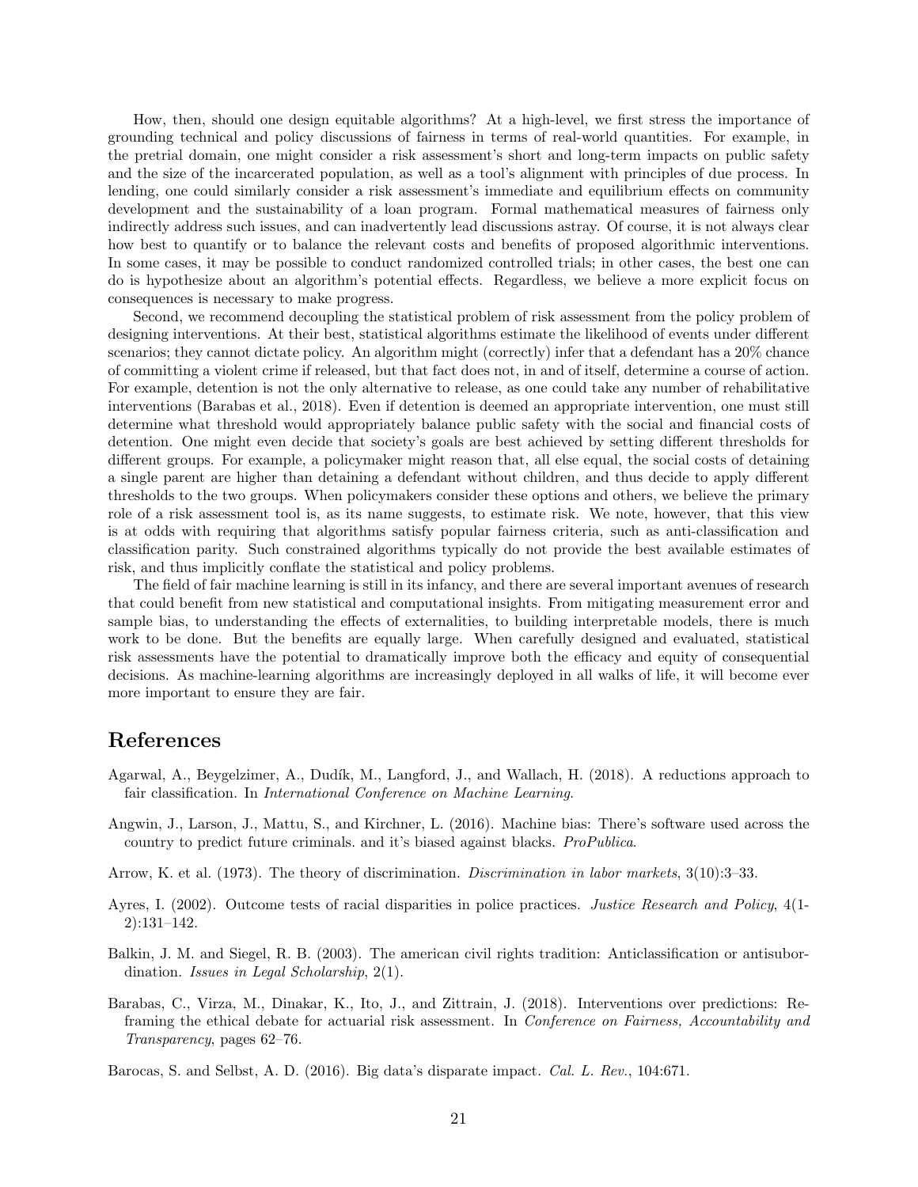How, then, should one design equitable algorithms? At a high-level, we first stress the importance of grounding technical and policy discussions of fairness in terms of real-world quantities. For example, in the pretrial domain, one might consider a risk assessment's short and long-term impacts on public safety and the size of the incarcerated population, as well as a tool's alignment with principles of due process. In lending, one could similarly consider a risk assessment's immediate and equilibrium effects on community development and the sustainability of a loan program. Formal mathematical measures of fairness only indirectly address such issues, and can inadvertently lead discussions astray. Of course, it is not always clear how best to quantify or to balance the relevant costs and benefits of proposed algorithmic interventions. In some cases, it may be possible to conduct randomized controlled trials; in other cases, the best one can do is hypothesize about an algorithm's potential effects. Regardless, we believe a more explicit focus on consequences is necessary to make progress.

Second, we recommend decoupling the statistical problem of risk assessment from the policy problem of designing interventions. At their best, statistical algorithms estimate the likelihood of events under different scenarios; they cannot dictate policy. An algorithm might (correctly) infer that a defendant has a 20% chance of committing a violent crime if released, but that fact does not, in and of itself, determine a course of action. For example, detention is not the only alternative to release, as one could take any number of rehabilitative interventions (Barabas et al., 2018). Even if detention is deemed an appropriate intervention, one must still determine what threshold would appropriately balance public safety with the social and financial costs of detention. One might even decide that society's goals are best achieved by setting different thresholds for different groups. For example, a policymaker might reason that, all else equal, the social costs of detaining a single parent are higher than detaining a defendant without children, and thus decide to apply different thresholds to the two groups. When policymakers consider these options and others, we believe the primary role of a risk assessment tool is, as its name suggests, to estimate risk. We note, however, that this view is at odds with requiring that algorithms satisfy popular fairness criteria, such as anti-classification and classification parity. Such constrained algorithms typically do not provide the best available estimates of risk, and thus implicitly conflate the statistical and policy problems.

The field of fair machine learning is still in its infancy, and there are several important avenues of research that could benefit from new statistical and computational insights. From mitigating measurement error and sample bias, to understanding the effects of externalities, to building interpretable models, there is much work to be done. But the benefits are equally large. When carefully designed and evaluated, statistical risk assessments have the potential to dramatically improve both the efficacy and equity of consequential decisions. As machine-learning algorithms are increasingly deployed in all walks of life, it will become ever more important to ensure they are fair.

# References

Agarwal, A., Beygelzimer, A., Dudík, M., Langford, J., and Wallach, H. (2018). A reductions approach to fair classification. In *International Conference on Machine Learning*.

Angwin, J., Larson, J., Mattu, S., and Kirchner, L. (2016). Machine bias: There's software used across the country to predict future criminals. and it's biased against blacks. *ProPublica*.

Arrow, K. et al. (1973). The theory of discrimination. *Discrimination in labor markets*, 3(10):3–33.

Ayres, I. (2002). Outcome tests of racial disparities in police practices. *Justice Research and Policy*, 4(1-2):131–142.

Balkin, J. M. and Siegel, R. B. (2003). The american civil rights tradition: Anticlassification or antisubordination. *Issues in Legal Scholarship*, 2(1).

Barabas, C., Virza, M., Dinakar, K., Ito, J., and Zittrain, J. (2018). Interventions over predictions: Reframing the ethical debate for actuarial risk assessment. In *Conference on Fairness, Accountability and Transparency*, pages 62–76.

Barocas, S. and Selbst, A. D. (2016). Big data's disparate impact. *Cal. L. Rev.*, 104:671.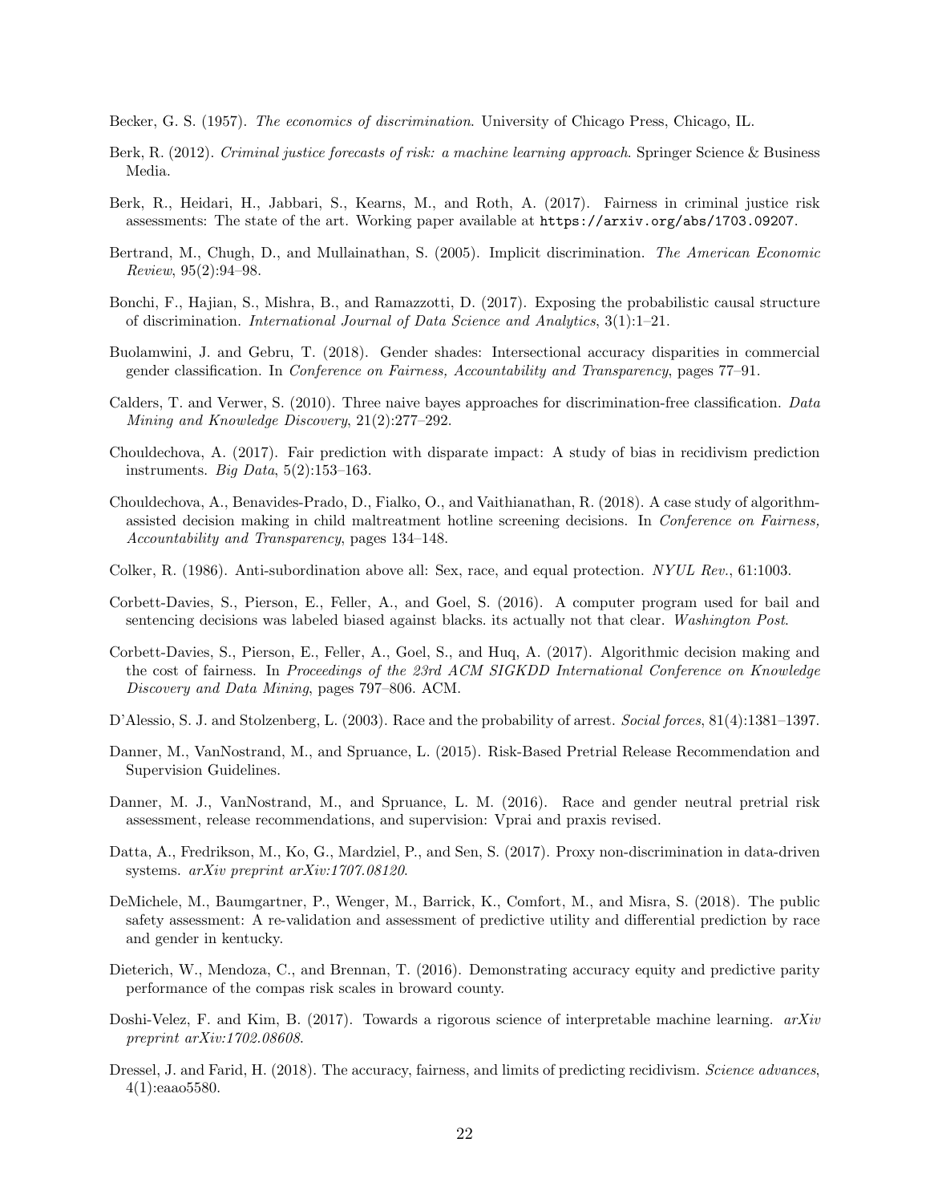Becker, G. S. (1957). *The economics of discrimination*. University of Chicago Press, Chicago, IL.

Berk, R. (2012). *Criminal justice forecasts of risk: a machine learning approach*. Springer Science & Business Media.

Berk, R., Heidari, H., Jabbari, S., Kearns, M., and Roth, A. (2017). Fairness in criminal justice risk assessments: The state of the art. Working paper available at `https://arxiv.org/abs/1703.09207`.

Bertrand, M., Chugh, D., and Mullainathan, S. (2005). Implicit discrimination. *The American Economic Review*, 95(2):94–98.

Bonchi, F., Hajian, S., Mishra, B., and Ramazzotti, D. (2017). Exposing the probabilistic causal structure of discrimination. *International Journal of Data Science and Analytics*, 3(1):1–21.

Buolamwini, J. and Gebru, T. (2018). Gender shades: Intersectional accuracy disparities in commercial gender classification. In *Conference on Fairness, Accountability and Transparency*, pages 77–91.

Calders, T. and Verwer, S. (2010). Three naive bayes approaches for discrimination-free classification. *Data Mining and Knowledge Discovery*, 21(2):277–292.

Chouldechova, A. (2017). Fair prediction with disparate impact: A study of bias in recidivism prediction instruments. *Big Data*, 5(2):153–163.

Chouldechova, A., Benavides-Prado, D., Fialko, O., and Vaithianathan, R. (2018). A case study of algorithm-assisted decision making in child maltreatment hotline screening decisions. In *Conference on Fairness, Accountability and Transparency*, pages 134–148.

Colker, R. (1986). Anti-subordination above all: Sex, race, and equal protection. *NYUL Rev.*, 61:1003.

Corbett-Davies, S., Pierson, E., Feller, A., and Goel, S. (2016). A computer program used for bail and sentencing decisions was labeled biased against blacks. its actually not that clear. *Washington Post*.

Corbett-Davies, S., Pierson, E., Feller, A., Goel, S., and Huq, A. (2017). Algorithmic decision making and the cost of fairness. In *Proceedings of the 23rd ACM SIGKDD International Conference on Knowledge Discovery and Data Mining*, pages 797–806. ACM.

D'Alessio, S. J. and Stolzenberg, L. (2003). Race and the probability of arrest. *Social forces*, 81(4):1381–1397.

Danner, M., VanNostrand, M., and Spruance, L. (2015). Risk-Based Pretrial Release Recommendation and Supervision Guidelines.

Danner, M. J., VanNostrand, M., and Spruance, L. M. (2016). Race and gender neutral pretrial risk assessment, release recommendations, and supervision: Vprai and praxis revised.

Datta, A., Fredrikson, M., Ko, G., Mardziel, P., and Sen, S. (2017). Proxy non-discrimination in data-driven systems. *arXiv preprint arXiv:1707.08120*.

DeMichele, M., Baumgartner, P., Wenger, M., Barrick, K., Comfort, M., and Misra, S. (2018). The public safety assessment: A re-validation and assessment of predictive utility and differential prediction by race and gender in kentucky.

Dieterich, W., Mendoza, C., and Brennan, T. (2016). Demonstrating accuracy equity and predictive parity performance of the compas risk scales in broward county.

Doshi-Velez, F. and Kim, B. (2017). Towards a rigorous science of interpretable machine learning. *arXiv preprint arXiv:1702.08608*.

Dressel, J. and Farid, H. (2018). The accuracy, fairness, and limits of predicting recidivism. *Science advances*, 4(1):eaao5580.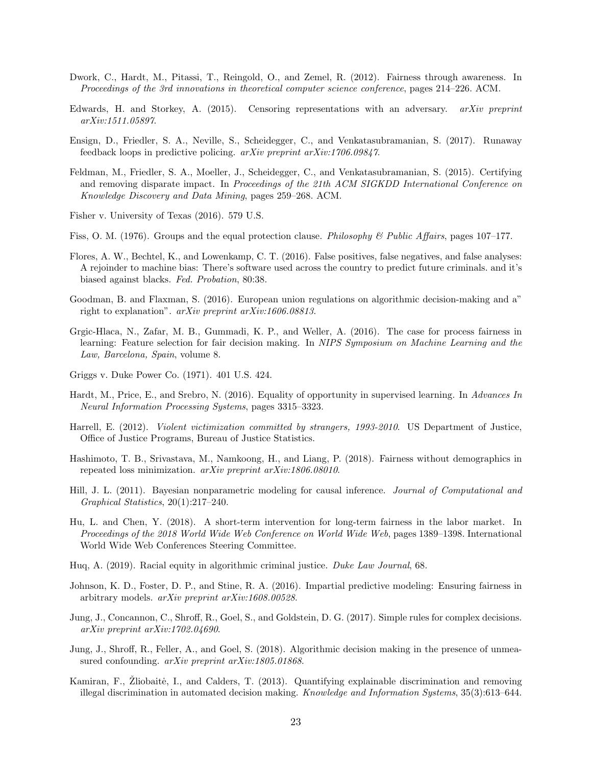Dwork, C., Hardt, M., Pitassi, T., Reingold, O., and Zemel, R. (2012). Fairness through awareness. In *Proceedings of the 3rd innovations in theoretical computer science conference*, pages 214–226. ACM.

Edwards, H. and Storkey, A. (2015). Censoring representations with an adversary. *arXiv preprint arXiv:1511.05897*.

Ensign, D., Friedler, S. A., Neville, S., Scheidegger, C., and Venkatasubramanian, S. (2017). Runaway feedback loops in predictive policing. *arXiv preprint arXiv:1706.09847*.

Feldman, M., Friedler, S. A., Moeller, J., Scheidegger, C., and Venkatasubramanian, S. (2015). Certifying and removing disparate impact. In *Proceedings of the 21th ACM SIGKDD International Conference on Knowledge Discovery and Data Mining*, pages 259–268. ACM.

Fisher v. University of Texas (2016). 579 U.S.

Fiss, O. M. (1976). Groups and the equal protection clause. *Philosophy & Public Affairs*, pages 107–177.

Flores, A. W., Bechtel, K., and Lowenkamp, C. T. (2016). False positives, false negatives, and false analyses: A rejoinder to machine bias: There's software used across the country to predict future criminals. and it's biased against blacks. *Fed. Probation*, 80:38.

Goodman, B. and Flaxman, S. (2016). European union regulations on algorithmic decision-making and a" right to explanation". *arXiv preprint arXiv:1606.08813*.

Grgic-Hlaca, N., Zafar, M. B., Gummadi, K. P., and Weller, A. (2016). The case for process fairness in learning: Feature selection for fair decision making. In *NIPS Symposium on Machine Learning and the Law, Barcelona, Spain*, volume 8.

Griggs v. Duke Power Co. (1971). 401 U.S. 424.

Hardt, M., Price, E., and Srebro, N. (2016). Equality of opportunity in supervised learning. In *Advances In Neural Information Processing Systems*, pages 3315–3323.

Harrell, E. (2012). *Violent victimization committed by strangers, 1993-2010*. US Department of Justice, Office of Justice Programs, Bureau of Justice Statistics.

Hashimoto, T. B., Srivastava, M., Namkoong, H., and Liang, P. (2018). Fairness without demographics in repeated loss minimization. *arXiv preprint arXiv:1806.08010*.

Hill, J. L. (2011). Bayesian nonparametric modeling for causal inference. *Journal of Computational and Graphical Statistics*, 20(1):217–240.

Hu, L. and Chen, Y. (2018). A short-term intervention for long-term fairness in the labor market. In *Proceedings of the 2018 World Wide Web Conference on World Wide Web*, pages 1389–1398. International World Wide Web Conferences Steering Committee.

Huq, A. (2019). Racial equity in algorithmic criminal justice. *Duke Law Journal*, 68.

Johnson, K. D., Foster, D. P., and Stine, R. A. (2016). Impartial predictive modeling: Ensuring fairness in arbitrary models. *arXiv preprint arXiv:1608.00528*.

Jung, J., Concannon, C., Shroff, R., Goel, S., and Goldstein, D. G. (2017). Simple rules for complex decisions. *arXiv preprint arXiv:1702.04690*.

Jung, J., Shroff, R., Feller, A., and Goel, S. (2018). Algorithmic decision making in the presence of unmeasured confounding. *arXiv preprint arXiv:1805.01868*.

Kamiran, F., Žliobaitė, I., and Calders, T. (2013). Quantifying explainable discrimination and removing illegal discrimination in automated decision making. *Knowledge and Information Systems*, 35(3):613–644.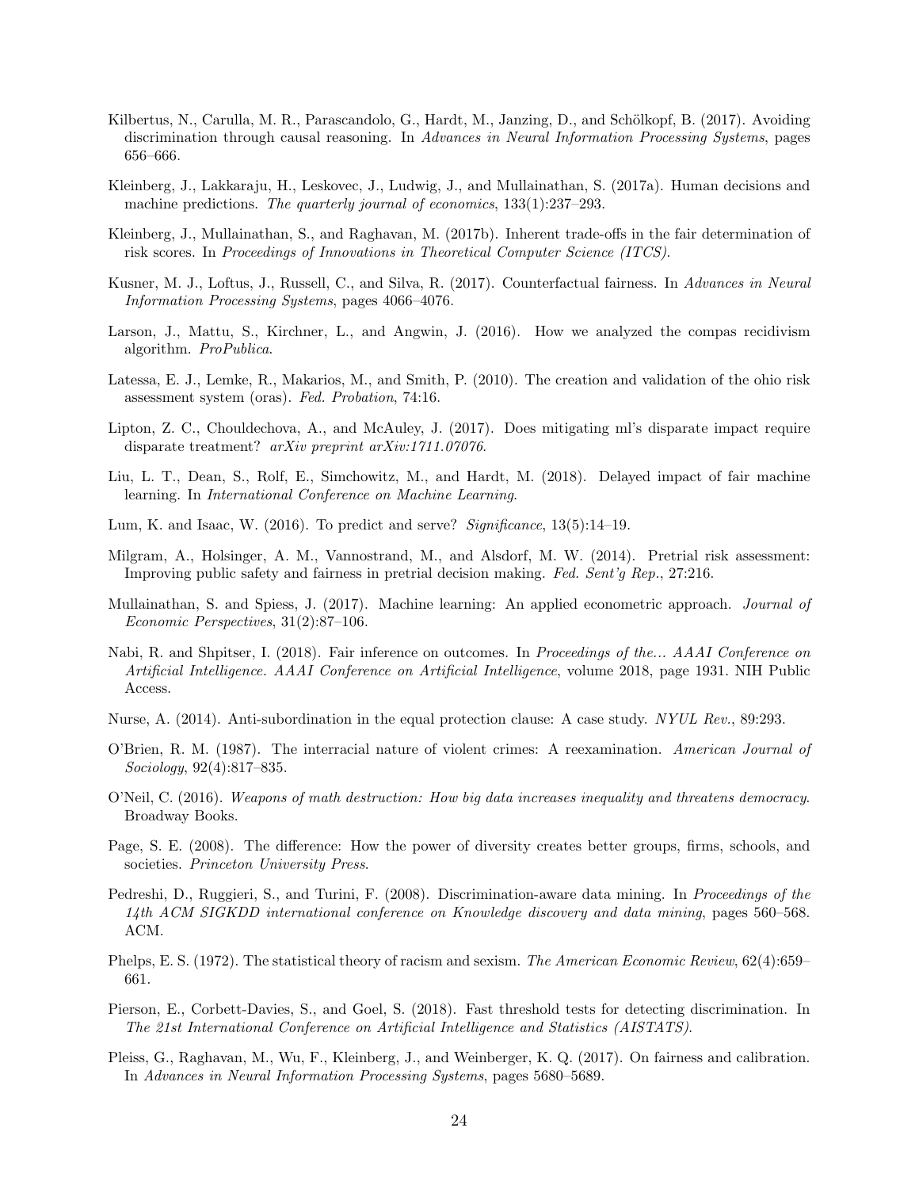Kilbertus, N., Carulla, M. R., Parascandolo, G., Hardt, M., Janzing, D., and Schölkopf, B. (2017). Avoiding discrimination through causal reasoning. In *Advances in Neural Information Processing Systems*, pages 656–666.

Kleinberg, J., Lakkaraju, H., Leskovec, J., Ludwig, J., and Mullainathan, S. (2017a). Human decisions and machine predictions. *The quarterly journal of economics*, 133(1):237–293.

Kleinberg, J., Mullainathan, S., and Raghavan, M. (2017b). Inherent trade-offs in the fair determination of risk scores. In *Proceedings of Innovations in Theoretical Computer Science (ITCS)*.

Kusner, M. J., Loftus, J., Russell, C., and Silva, R. (2017). Counterfactual fairness. In *Advances in Neural Information Processing Systems*, pages 4066–4076.

Larson, J., Mattu, S., Kirchner, L., and Angwin, J. (2016). How we analyzed the compas recidivism algorithm. *ProPublica*.

Latessa, E. J., Lemke, R., Makarios, M., and Smith, P. (2010). The creation and validation of the ohio risk assessment system (oras). *Fed. Probation*, 74:16.

Lipton, Z. C., Chouldechova, A., and McAuley, J. (2017). Does mitigating ml's disparate impact require disparate treatment? *arXiv preprint arXiv:1711.07076*.

Liu, L. T., Dean, S., Rolf, E., Simchowitz, M., and Hardt, M. (2018). Delayed impact of fair machine learning. In *International Conference on Machine Learning*.

Lum, K. and Isaac, W. (2016). To predict and serve? *Significance*, 13(5):14–19.

Milgram, A., Holsinger, A. M., Vannostrand, M., and Alsdorf, M. W. (2014). Pretrial risk assessment: Improving public safety and fairness in pretrial decision making. *Fed. Sent'g Rep.*, 27:216.

Mullainathan, S. and Spiess, J. (2017). Machine learning: An applied econometric approach. *Journal of Economic Perspectives*, 31(2):87–106.

Nabi, R. and Shpitser, I. (2018). Fair inference on outcomes. In *Proceedings of the... AAAI Conference on Artificial Intelligence. AAAI Conference on Artificial Intelligence*, volume 2018, page 1931. NIH Public Access.

Nurse, A. (2014). Anti-subordination in the equal protection clause: A case study. *NYUL Rev.*, 89:293.

O'Brien, R. M. (1987). The interracial nature of violent crimes: A reexamination. *American Journal of Sociology*, 92(4):817–835.

O'Neil, C. (2016). *Weapons of math destruction: How big data increases inequality and threatens democracy*. Broadway Books.

Page, S. E. (2008). The difference: How the power of diversity creates better groups, firms, schools, and societies. *Princeton University Press*.

Pedreshi, D., Ruggieri, S., and Turini, F. (2008). Discrimination-aware data mining. In *Proceedings of the 14th ACM SIGKDD international conference on Knowledge discovery and data mining*, pages 560–568. ACM.

Phelps, E. S. (1972). The statistical theory of racism and sexism. *The American Economic Review*, 62(4):659–661.

Pierson, E., Corbett-Davies, S., and Goel, S. (2018). Fast threshold tests for detecting discrimination. In *The 21st International Conference on Artificial Intelligence and Statistics (AISTATS)*.

Pleiss, G., Raghavan, M., Wu, F., Kleinberg, J., and Weinberger, K. Q. (2017). On fairness and calibration. In *Advances in Neural Information Processing Systems*, pages 5680–5689.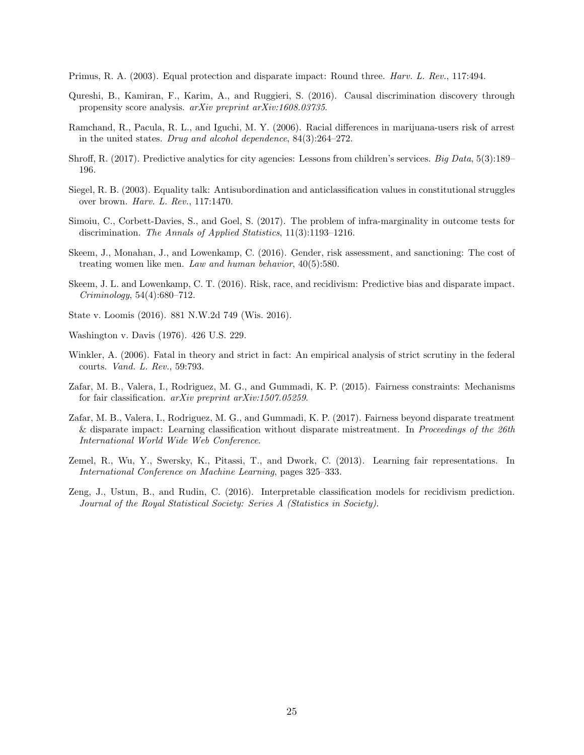Primus, R. A. (2003). Equal protection and disparate impact: Round three. *Harv. L. Rev.*, 117:494.

Qureshi, B., Kamiran, F., Karim, A., and Ruggieri, S. (2016). Causal discrimination discovery through propensity score analysis. *arXiv preprint arXiv:1608.03735*.

Ramchand, R., Pacula, R. L., and Iguchi, M. Y. (2006). Racial differences in marijuana-users risk of arrest in the united states. *Drug and alcohol dependence*, 84(3):264–272.

Shroff, R. (2017). Predictive analytics for city agencies: Lessons from children's services. *Big Data*, 5(3):189–196.

Siegel, R. B. (2003). Equality talk: Antisubordination and anticlassification values in constitutional struggles over brown. *Harv. L. Rev.*, 117:1470.

Simoiu, C., Corbett-Davies, S., and Goel, S. (2017). The problem of infra-marginality in outcome tests for discrimination. *The Annals of Applied Statistics*, 11(3):1193–1216.

Skeem, J., Monahan, J., and Lowenkamp, C. (2016). Gender, risk assessment, and sanctioning: The cost of treating women like men. *Law and human behavior*, 40(5):580.

Skeem, J. L. and Lowenkamp, C. T. (2016). Risk, race, and recidivism: Predictive bias and disparate impact. *Criminology*, 54(4):680–712.

State v. Loomis (2016). 881 N.W.2d 749 (Wis. 2016).

Washington v. Davis (1976). 426 U.S. 229.

Winkler, A. (2006). Fatal in theory and strict in fact: An empirical analysis of strict scrutiny in the federal courts. *Vand. L. Rev.*, 59:793.

Zafar, M. B., Valera, I., Rodriguez, M. G., and Gummadi, K. P. (2015). Fairness constraints: Mechanisms for fair classification. *arXiv preprint arXiv:1507.05259*.

Zafar, M. B., Valera, I., Rodriguez, M. G., and Gummadi, K. P. (2017). Fairness beyond disparate treatment & disparate impact: Learning classification without disparate mistreatment. In *Proceedings of the 26th International World Wide Web Conference*.

Zemel, R., Wu, Y., Swersky, K., Pitassi, T., and Dwork, C. (2013). Learning fair representations. In *International Conference on Machine Learning*, pages 325–333.

Zeng, J., Ustun, B., and Rudin, C. (2016). Interpretable classification models for recidivism prediction. *Journal of the Royal Statistical Society: Series A (Statistics in Society)*.